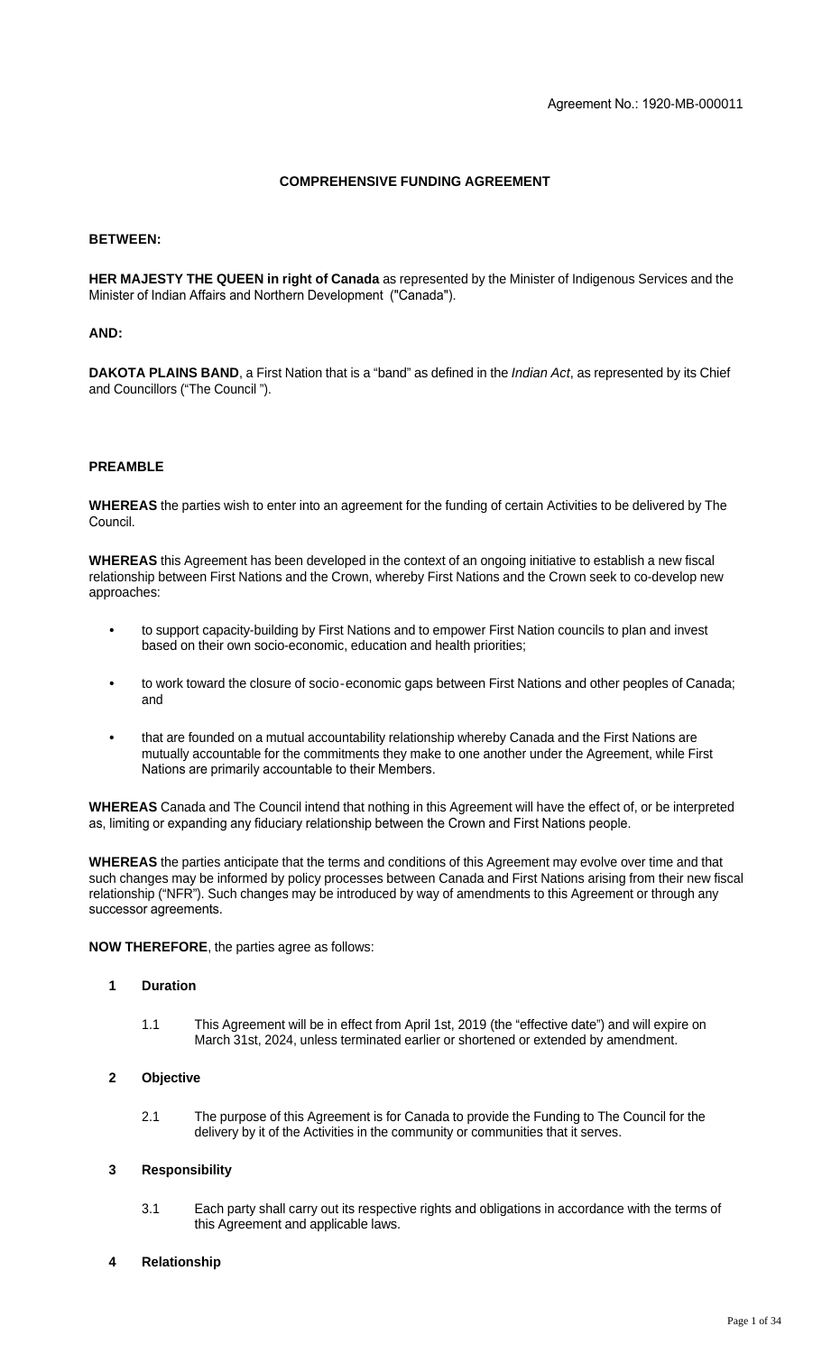Agreement No.: 1920-MB-000011

# COMPREHENSIVE FUNDING AGREEMENT

**BETWEEN:**

**HER MAJESTY THE QUEEN in right of Canada** as represented by the Minister of Indigenous Services and the Minister of Indian Affairs and Northern Development ("Canada").

**AND:**

**DAKOTA PLAINS BAND**, a First Nation that is a "band" as defined in the *Indian Act*, as represented by its Chief and Councillors ("The Council ").

## PREAMBLE

**WHEREAS** the parties wish to enter into an agreement for the funding of certain Activities to be delivered by The Council.

**WHEREAS** this Agreement has been developed in the context of an ongoing initiative to establish a new fiscal relationship between First Nations and the Crown, whereby First Nations and the Crown seek to co-develop new approaches:

- to support capacity-building by First Nations and to empower First Nation councils to plan and invest based on their own socio-economic, education and health priorities;
- to work toward the closure of socio-economic gaps between First Nations and other peoples of Canada; and
- that are founded on a mutual accountability relationship whereby Canada and the First Nations are mutually accountable for the commitments they make to one another under the Agreement, while First Nations are primarily accountable to their Members.

**WHEREAS** Canada and The Council intend that nothing in this Agreement will have the effect of, or be interpreted as, limiting or expanding any fiduciary relationship between the Crown and First Nations people.

**WHEREAS** the parties anticipate that the terms and conditions of this Agreement may evolve over time and that such changes may be informed by policy processes between Canada and First Nations arising from their new fiscal relationship ("NFR"). Such changes may be introduced by way of amendments to this Agreement or through any successor agreements.

**NOW THEREFORE**, the parties agree as follows:

### 1 Duration

1.1 This Agreement will be in effect from April 1st, 2019 (the "effective date") and will expire on March 31st, 2024, unless terminated earlier or shortened or extended by amendment.

### 2 Objective

2.1 The purpose of this Agreement is for Canada to provide the Funding to The Council for the delivery by it of the Activities in the community or communities that it serves.

### 3 Responsibility

3.1 Each party shall carry out its respective rights and obligations in accordance with the terms of this Agreement and applicable laws.

### 4 Relationship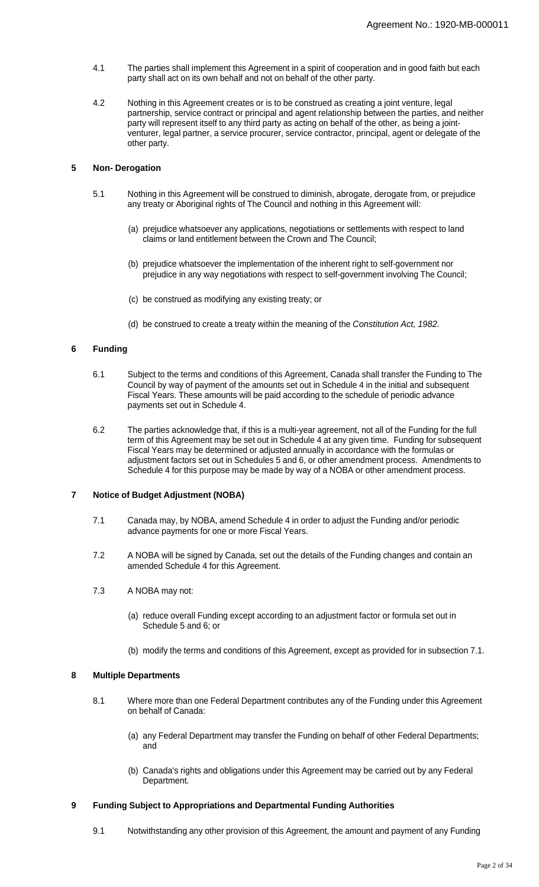4.1 The parties shall implement this Agreement in a spirit of cooperation and in good faith but each party shall act on its own behalf and not on behalf of the other party.

4.2 Nothing in this Agreement creates or is to be construed as creating a joint venture, legal partnership, service contract or principal and agent relationship between the parties, and neither party will represent itself to any third party as acting on behalf of the other, as being a joint-venturer, legal partner, a service procurer, service contractor, principal, agent or delegate of the other party.

## 5 Non- Derogation

5.1 Nothing in this Agreement will be construed to diminish, abrogate, derogate from, or prejudice any treaty or Aboriginal rights of The Council and nothing in this Agreement will:

(a) prejudice whatsoever any applications, negotiations or settlements with respect to land claims or land entitlement between the Crown and The Council;

(b) prejudice whatsoever the implementation of the inherent right to self-government nor prejudice in any way negotiations with respect to self-government involving The Council;

(c) be construed as modifying any existing treaty; or

(d) be construed to create a treaty within the meaning of the *Constitution Act, 1982*.

## 6 Funding

6.1 Subject to the terms and conditions of this Agreement, Canada shall transfer the Funding to The Council by way of payment of the amounts set out in Schedule 4 in the initial and subsequent Fiscal Years. These amounts will be paid according to the schedule of periodic advance payments set out in Schedule 4.

6.2 The parties acknowledge that, if this is a multi-year agreement, not all of the Funding for the full term of this Agreement may be set out in Schedule 4 at any given time. Funding for subsequent Fiscal Years may be determined or adjusted annually in accordance with the formulas or adjustment factors set out in Schedules 5 and 6, or other amendment process. Amendments to Schedule 4 for this purpose may be made by way of a NOBA or other amendment process.

## 7 Notice of Budget Adjustment (NOBA)

7.1 Canada may, by NOBA, amend Schedule 4 in order to adjust the Funding and/or periodic advance payments for one or more Fiscal Years.

7.2 A NOBA will be signed by Canada, set out the details of the Funding changes and contain an amended Schedule 4 for this Agreement.

7.3 A NOBA may not:

(a) reduce overall Funding except according to an adjustment factor or formula set out in Schedule 5 and 6; or

(b) modify the terms and conditions of this Agreement, except as provided for in subsection 7.1.

## 8 Multiple Departments

8.1 Where more than one Federal Department contributes any of the Funding under this Agreement on behalf of Canada:

(a) any Federal Department may transfer the Funding on behalf of other Federal Departments; and

(b) Canada's rights and obligations under this Agreement may be carried out by any Federal Department.

## 9 Funding Subject to Appropriations and Departmental Funding Authorities

9.1 Notwithstanding any other provision of this Agreement, the amount and payment of any Funding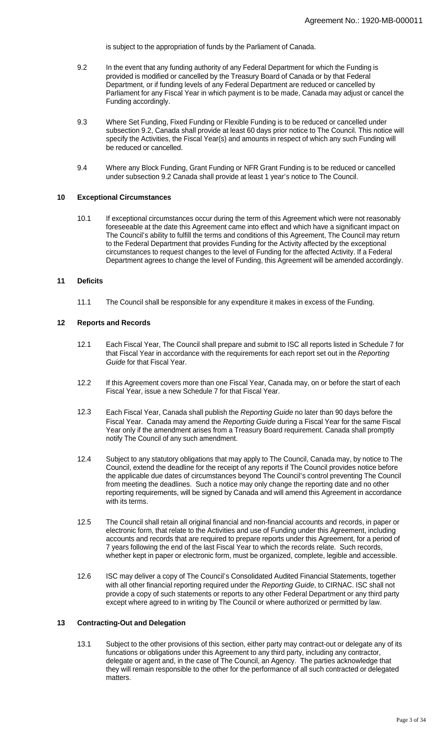is subject to the appropriation of funds by the Parliament of Canada.

9.2 In the event that any funding authority of any Federal Department for which the Funding is provided is modified or cancelled by the Treasury Board of Canada or by that Federal Department, or if funding levels of any Federal Department are reduced or cancelled by Parliament for any Fiscal Year in which payment is to be made, Canada may adjust or cancel the Funding accordingly.

9.3 Where Set Funding, Fixed Funding or Flexible Funding is to be reduced or cancelled under subsection 9.2, Canada shall provide at least 60 days prior notice to The Council. This notice will specify the Activities, the Fiscal Year(s) and amounts in respect of which any such Funding will be reduced or cancelled.

9.4 Where any Block Funding, Grant Funding or NFR Grant Funding is to be reduced or cancelled under subsection 9.2 Canada shall provide at least 1 year's notice to The Council.

## 10 Exceptional Circumstances

10.1 If exceptional circumstances occur during the term of this Agreement which were not reasonably foreseeable at the date this Agreement came into effect and which have a significant impact on The Council's ability to fulfill the terms and conditions of this Agreement, The Council may return to the Federal Department that provides Funding for the Activity affected by the exceptional circumstances to request changes to the level of Funding for the affected Activity. If a Federal Department agrees to change the level of Funding, this Agreement will be amended accordingly.

## 11 Deficits

11.1 The Council shall be responsible for any expenditure it makes in excess of the Funding.

## 12 Reports and Records

12.1 Each Fiscal Year, The Council shall prepare and submit to ISC all reports listed in Schedule 7 for that Fiscal Year in accordance with the requirements for each report set out in the *Reporting Guide* for that Fiscal Year.

12.2 If this Agreement covers more than one Fiscal Year, Canada may, on or before the start of each Fiscal Year, issue a new Schedule 7 for that Fiscal Year.

12.3 Each Fiscal Year, Canada shall publish the *Reporting Guide* no later than 90 days before the Fiscal Year. Canada may amend the *Reporting Guide* during a Fiscal Year for the same Fiscal Year only if the amendment arises from a Treasury Board requirement. Canada shall promptly notify The Council of any such amendment.

12.4 Subject to any statutory obligations that may apply to The Council, Canada may, by notice to The Council, extend the deadline for the receipt of any reports if The Council provides notice before the applicable due dates of circumstances beyond The Council's control preventing The Council from meeting the deadlines. Such a notice may only change the reporting date and no other reporting requirements, will be signed by Canada and will amend this Agreement in accordance with its terms.

12.5 The Council shall retain all original financial and non-financial accounts and records, in paper or electronic form, that relate to the Activities and use of Funding under this Agreement, including accounts and records that are required to prepare reports under this Agreement, for a period of 7 years following the end of the last Fiscal Year to which the records relate. Such records, whether kept in paper or electronic form, must be organized, complete, legible and accessible.

12.6 ISC may deliver a copy of The Council's Consolidated Audited Financial Statements, together with all other financial reporting required under the *Reporting Guide*, to CIRNAC. ISC shall not provide a copy of such statements or reports to any other Federal Department or any third party except where agreed to in writing by The Council or where authorized or permitted by law.

## 13 Contracting-Out and Delegation

13.1 Subject to the other provisions of this section, either party may contract-out or delegate any of its funcations or obligations under this Agreement to any third party, including any contractor, delegate or agent and, in the case of The Council, an Agency. The parties acknowledge that they will remain responsible to the other for the performance of all such contracted or delegated matters.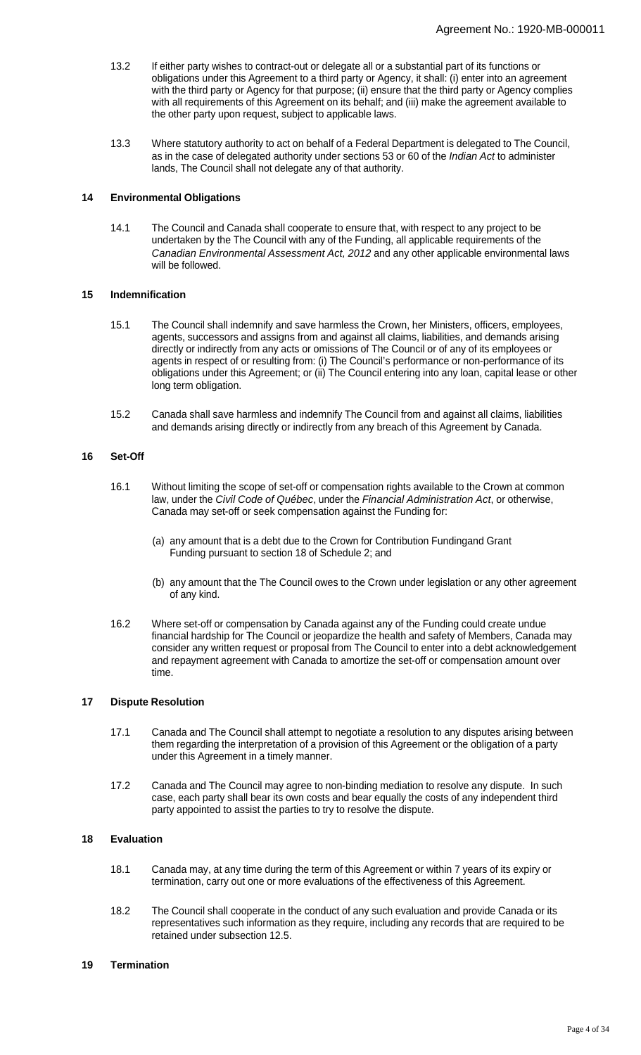13.2 If either party wishes to contract-out or delegate all or a substantial part of its functions or obligations under this Agreement to a third party or Agency, it shall: (i) enter into an agreement with the third party or Agency for that purpose; (ii) ensure that the third party or Agency complies with all requirements of this Agreement on its behalf; and (iii) make the agreement available to the other party upon request, subject to applicable laws.

13.3 Where statutory authority to act on behalf of a Federal Department is delegated to The Council, as in the case of delegated authority under sections 53 or 60 of the *Indian Act* to administer lands, The Council shall not delegate any of that authority.

## 14 Environmental Obligations

14.1 The Council and Canada shall cooperate to ensure that, with respect to any project to be undertaken by the The Council with any of the Funding, all applicable requirements of the *Canadian Environmental Assessment Act, 2012* and any other applicable environmental laws will be followed.

## 15 Indemnification

15.1 The Council shall indemnify and save harmless the Crown, her Ministers, officers, employees, agents, successors and assigns from and against all claims, liabilities, and demands arising directly or indirectly from any acts or omissions of The Council or of any of its employees or agents in respect of or resulting from: (i) The Council's performance or non-performance of its obligations under this Agreement; or (ii) The Council entering into any loan, capital lease or other long term obligation.

15.2 Canada shall save harmless and indemnify The Council from and against all claims, liabilities and demands arising directly or indirectly from any breach of this Agreement by Canada.

## 16 Set-Off

16.1 Without limiting the scope of set-off or compensation rights available to the Crown at common law, under the *Civil Code of Québec*, under the *Financial Administration Act*, or otherwise, Canada may set-off or seek compensation against the Funding for:

(a) any amount that is a debt due to the Crown for Contribution Fundingand Grant Funding pursuant to section 18 of Schedule 2; and

(b) any amount that the The Council owes to the Crown under legislation or any other agreement of any kind.

16.2 Where set-off or compensation by Canada against any of the Funding could create undue financial hardship for The Council or jeopardize the health and safety of Members, Canada may consider any written request or proposal from The Council to enter into a debt acknowledgement and repayment agreement with Canada to amortize the set-off or compensation amount over time.

## 17 Dispute Resolution

17.1 Canada and The Council shall attempt to negotiate a resolution to any disputes arising between them regarding the interpretation of a provision of this Agreement or the obligation of a party under this Agreement in a timely manner.

17.2 Canada and The Council may agree to non-binding mediation to resolve any dispute. In such case, each party shall bear its own costs and bear equally the costs of any independent third party appointed to assist the parties to try to resolve the dispute.

## 18 Evaluation

18.1 Canada may, at any time during the term of this Agreement or within 7 years of its expiry or termination, carry out one or more evaluations of the effectiveness of this Agreement.

18.2 The Council shall cooperate in the conduct of any such evaluation and provide Canada or its representatives such information as they require, including any records that are required to be retained under subsection 12.5.

## 19 Termination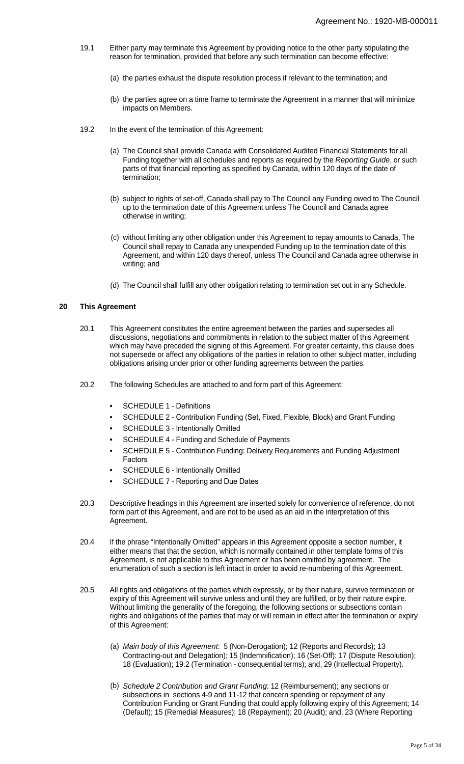19.1 Either party may terminate this Agreement by providing notice to the other party stipulating the reason for termination, provided that before any such termination can become effective:

(a) the parties exhaust the dispute resolution process if relevant to the termination; and

(b) the parties agree on a time frame to terminate the Agreement in a manner that will minimize impacts on Members.

19.2 In the event of the termination of this Agreement:

(a) The Council shall provide Canada with Consolidated Audited Financial Statements for all Funding together with all schedules and reports as required by the *Reporting Guide*, or such parts of that financial reporting as specified by Canada, within 120 days of the date of termination;

(b) subject to rights of set-off, Canada shall pay to The Council any Funding owed to The Council up to the termination date of this Agreement unless The Council and Canada agree otherwise in writing;

(c) without limiting any other obligation under this Agreement to repay amounts to Canada, The Council shall repay to Canada any unexpended Funding up to the termination date of this Agreement, and within 120 days thereof, unless The Council and Canada agree otherwise in writing; and

(d) The Council shall fulfill any other obligation relating to termination set out in any Schedule.

## 20 This Agreement

20.1 This Agreement constitutes the entire agreement between the parties and supersedes all discussions, negotiations and commitments in relation to the subject matter of this Agreement which may have preceded the signing of this Agreement. For greater certainty, this clause does not supersede or affect any obligations of the parties in relation to other subject matter, including obligations arising under prior or other funding agreements between the parties.

20.2 The following Schedules are attached to and form part of this Agreement:

- SCHEDULE 1 - Definitions
- SCHEDULE 2 - Contribution Funding (Set, Fixed, Flexible, Block) and Grant Funding
- SCHEDULE 3 - Intentionally Omitted
- SCHEDULE 4 - Funding and Schedule of Payments
- SCHEDULE 5 - Contribution Funding: Delivery Requirements and Funding Adjustment Factors
- SCHEDULE 6 - Intentionally Omitted
- SCHEDULE 7 - Reporting and Due Dates

20.3 Descriptive headings in this Agreement are inserted solely for convenience of reference, do not form part of this Agreement, and are not to be used as an aid in the interpretation of this Agreement.

20.4 If the phrase "Intentionally Omitted" appears in this Agreement opposite a section number, it either means that that the section, which is normally contained in other template forms of this Agreement, is not applicable to this Agreement or has been omitted by agreement. The enumeration of such a section is left intact in order to avoid re-numbering of this Agreement.

20.5 All rights and obligations of the parties which expressly, or by their nature, survive termination or expiry of this Agreement will survive unless and until they are fulfilled, or by their nature expire. Without limiting the generality of the foregoing, the following sections or subsections contain rights and obligations of the parties that may or will remain in effect after the termination or expiry of this Agreement:

(a) *Main body of this Agreement*: 5 (Non-Derogation); 12 (Reports and Records); 13 Contracting-out and Delegation); 15 (Indemnification); 16 (Set-Off); 17 (Dispute Resolution); 18 (Evaluation); 19.2 (Termination - consequential terms); and, 29 (Intellectual Property).

(b) *Schedule 2 Contribution and Grant Funding*: 12 (Reimbursement); any sections or subsections in sections 4-9 and 11-12 that concern spending or repayment of any Contribution Funding or Grant Funding that could apply following expiry of this Agreement; 14 (Default); 15 (Remedial Measures); 18 (Repayment); 20 (Audit); and, 23 (Where Reporting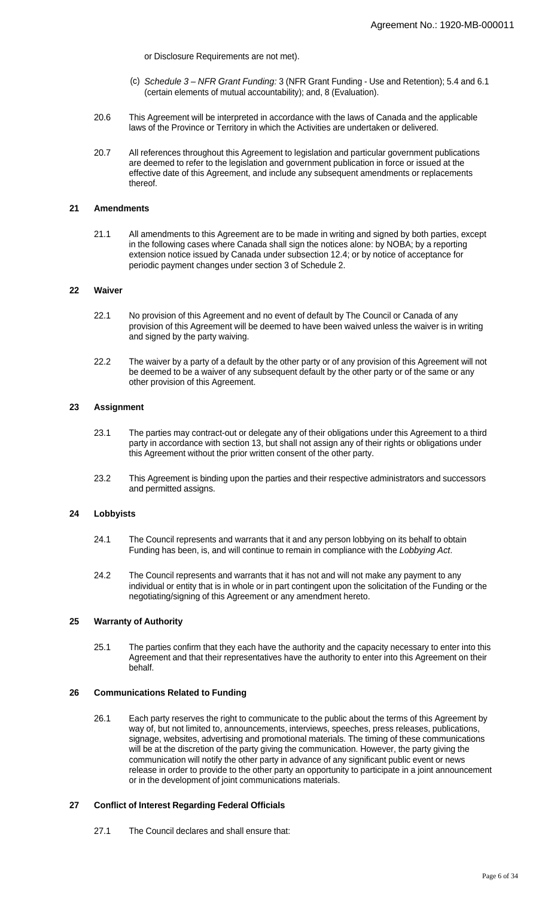or Disclosure Requirements are not met).

(c) *Schedule 3 – NFR Grant Funding:* 3 (NFR Grant Funding - Use and Retention); 5.4 and 6.1 (certain elements of mutual accountability); and, 8 (Evaluation).

20.6 This Agreement will be interpreted in accordance with the laws of Canada and the applicable laws of the Province or Territory in which the Activities are undertaken or delivered.

20.7 All references throughout this Agreement to legislation and particular government publications are deemed to refer to the legislation and government publication in force or issued at the effective date of this Agreement, and include any subsequent amendments or replacements thereof.

## 21 Amendments

21.1 All amendments to this Agreement are to be made in writing and signed by both parties, except in the following cases where Canada shall sign the notices alone: by NOBA; by a reporting extension notice issued by Canada under subsection 12.4; or by notice of acceptance for periodic payment changes under section 3 of Schedule 2.

## 22 Waiver

22.1 No provision of this Agreement and no event of default by The Council or Canada of any provision of this Agreement will be deemed to have been waived unless the waiver is in writing and signed by the party waiving.

22.2 The waiver by a party of a default by the other party or of any provision of this Agreement will not be deemed to be a waiver of any subsequent default by the other party or of the same or any other provision of this Agreement.

## 23 Assignment

23.1 The parties may contract-out or delegate any of their obligations under this Agreement to a third party in accordance with section 13, but shall not assign any of their rights or obligations under this Agreement without the prior written consent of the other party.

23.2 This Agreement is binding upon the parties and their respective administrators and successors and permitted assigns.

## 24 Lobbyists

24.1 The Council represents and warrants that it and any person lobbying on its behalf to obtain Funding has been, is, and will continue to remain in compliance with the *Lobbying Act*.

24.2 The Council represents and warrants that it has not and will not make any payment to any individual or entity that is in whole or in part contingent upon the solicitation of the Funding or the negotiating/signing of this Agreement or any amendment hereto.

## 25 Warranty of Authority

25.1 The parties confirm that they each have the authority and the capacity necessary to enter into this Agreement and that their representatives have the authority to enter into this Agreement on their behalf.

## 26 Communications Related to Funding

26.1 Each party reserves the right to communicate to the public about the terms of this Agreement by way of, but not limited to, announcements, interviews, speeches, press releases, publications, signage, websites, advertising and promotional materials. The timing of these communications will be at the discretion of the party giving the communication. However, the party giving the communication will notify the other party in advance of any significant public event or news release in order to provide to the other party an opportunity to participate in a joint announcement or in the development of joint communications materials.

## 27 Conflict of Interest Regarding Federal Officials

27.1 The Council declares and shall ensure that: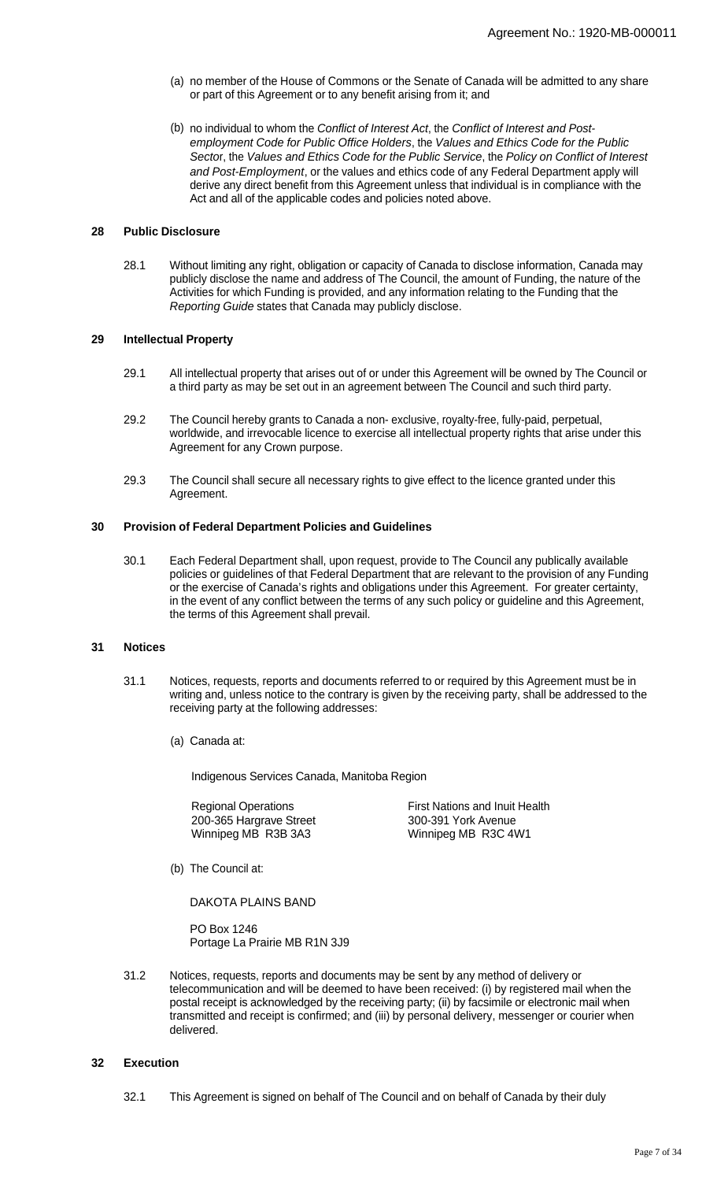(a) no member of the House of Commons or the Senate of Canada will be admitted to any share or part of this Agreement or to any benefit arising from it; and

(b) no individual to whom the *Conflict of Interest Act*, the *Conflict of Interest and Post-employment Code for Public Office Holders*, the *Values and Ethics Code for the Public Secto*r, the *Values and Ethics Code for the Public Service*, the *Policy on Conflict of Interest and Post-Employment*, or the values and ethics code of any Federal Department apply will derive any direct benefit from this Agreement unless that individual is in compliance with the Act and all of the applicable codes and policies noted above.

### 28 Public Disclosure

28.1 Without limiting any right, obligation or capacity of Canada to disclose information, Canada may publicly disclose the name and address of The Council, the amount of Funding, the nature of the Activities for which Funding is provided, and any information relating to the Funding that the *Reporting Guide* states that Canada may publicly disclose.

### 29 Intellectual Property

29.1 All intellectual property that arises out of or under this Agreement will be owned by The Council or a third party as may be set out in an agreement between The Council and such third party.

29.2 The Council hereby grants to Canada a non- exclusive, royalty-free, fully-paid, perpetual, worldwide, and irrevocable licence to exercise all intellectual property rights that arise under this Agreement for any Crown purpose.

29.3 The Council shall secure all necessary rights to give effect to the licence granted under this Agreement.

### 30 Provision of Federal Department Policies and Guidelines

30.1 Each Federal Department shall, upon request, provide to The Council any publically available policies or guidelines of that Federal Department that are relevant to the provision of any Funding or the exercise of Canada's rights and obligations under this Agreement. For greater certainty, in the event of any conflict between the terms of any such policy or guideline and this Agreement, the terms of this Agreement shall prevail.

### 31 Notices

31.1 Notices, requests, reports and documents referred to or required by this Agreement must be in writing and, unless notice to the contrary is given by the receiving party, shall be addressed to the receiving party at the following addresses:

(a) Canada at:

Indigenous Services Canada, Manitoba Region

Regional Operations
200-365 Hargrave Street
Winnipeg MB R3B 3A3

First Nations and Inuit Health
300-391 York Avenue
Winnipeg MB R3C 4W1

(b) The Council at:

DAKOTA PLAINS BAND

PO Box 1246
Portage La Prairie MB R1N 3J9

31.2 Notices, requests, reports and documents may be sent by any method of delivery or telecommunication and will be deemed to have been received: (i) by registered mail when the postal receipt is acknowledged by the receiving party; (ii) by facsimile or electronic mail when transmitted and receipt is confirmed; and (iii) by personal delivery, messenger or courier when delivered.

### 32 Execution

32.1 This Agreement is signed on behalf of The Council and on behalf of Canada by their duly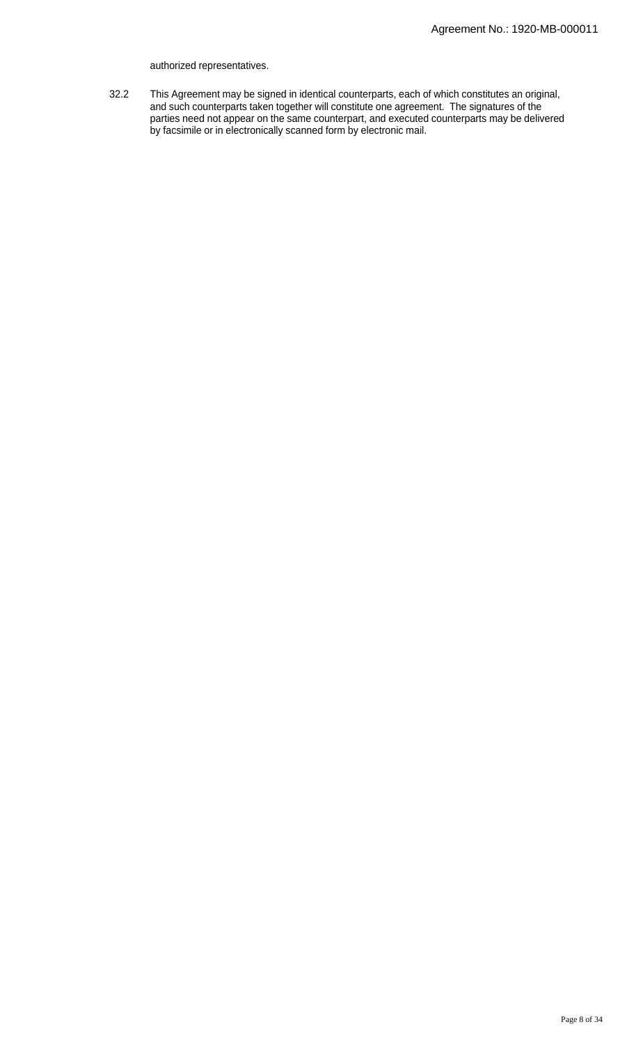authorized representatives.

32.2 This Agreement may be signed in identical counterparts, each of which constitutes an original, and such counterparts taken together will constitute one agreement. The signatures of the parties need not appear on the same counterpart, and executed counterparts may be delivered by facsimile or in electronically scanned form by electronic mail.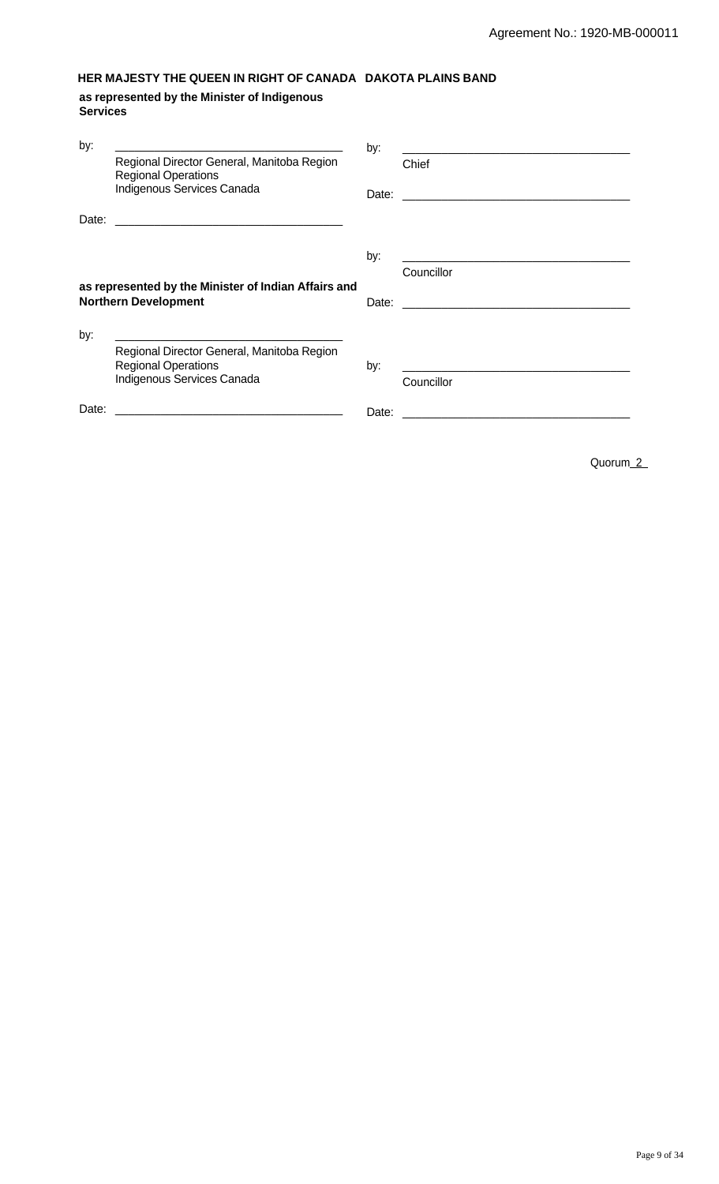Agreement No.: 1920-MB-000011

| **HER MAJESTY THE QUEEN IN RIGHT OF CANADA as represented by the Minister of Indigenous Services** | | **DAKOTA PLAINS BAND** | |
|---|---|---|---|
| by: | ______________________________ Regional Director General, Manitoba Region Regional Operations Indigenous Services Canada | by: | ______________________________ Chief |
| Date: | ______________________________ | Date: | ______________________________ |
| **as represented by the Minister of Indian Affairs and Northern Development** | | by: | ______________________________ Councillor |
| | | Date: | ______________________________ |
| by: | ______________________________ Regional Director General, Manitoba Region Regional Operations Indigenous Services Canada | by: | ______________________________ Councillor |
| Date: | ______________________________ | Date: | ______________________________ |

Quorum 2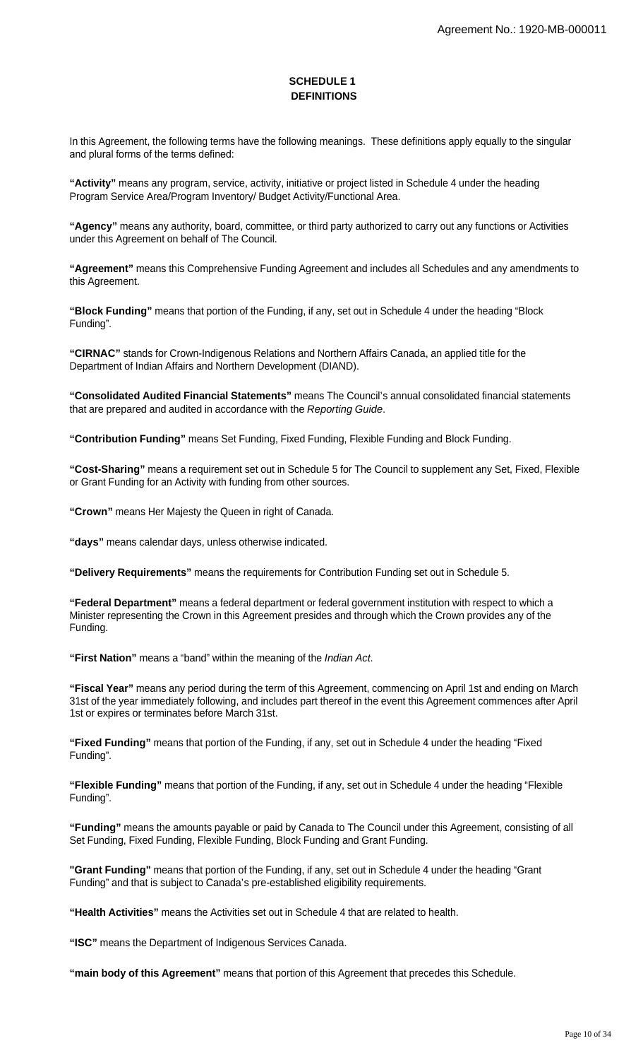## SCHEDULE 1
## DEFINITIONS

In this Agreement, the following terms have the following meanings. These definitions apply equally to the singular and plural forms of the terms defined:

**"Activity"** means any program, service, activity, initiative or project listed in Schedule 4 under the heading Program Service Area/Program Inventory/ Budget Activity/Functional Area.

**"Agency"** means any authority, board, committee, or third party authorized to carry out any functions or Activities under this Agreement on behalf of The Council.

**"Agreement"** means this Comprehensive Funding Agreement and includes all Schedules and any amendments to this Agreement.

**"Block Funding"** means that portion of the Funding, if any, set out in Schedule 4 under the heading "Block Funding".

**"CIRNAC"** stands for Crown-Indigenous Relations and Northern Affairs Canada, an applied title for the Department of Indian Affairs and Northern Development (DIAND).

**"Consolidated Audited Financial Statements"** means The Council's annual consolidated financial statements that are prepared and audited in accordance with the *Reporting Guide*.

**"Contribution Funding"** means Set Funding, Fixed Funding, Flexible Funding and Block Funding.

**"Cost-Sharing"** means a requirement set out in Schedule 5 for The Council to supplement any Set, Fixed, Flexible or Grant Funding for an Activity with funding from other sources.

**"Crown"** means Her Majesty the Queen in right of Canada.

**"days"** means calendar days, unless otherwise indicated.

**"Delivery Requirements"** means the requirements for Contribution Funding set out in Schedule 5.

**"Federal Department"** means a federal department or federal government institution with respect to which a Minister representing the Crown in this Agreement presides and through which the Crown provides any of the Funding.

**"First Nation"** means a "band" within the meaning of the *Indian Act*.

**"Fiscal Year"** means any period during the term of this Agreement, commencing on April 1st and ending on March 31st of the year immediately following, and includes part thereof in the event this Agreement commences after April 1st or expires or terminates before March 31st.

**"Fixed Funding"** means that portion of the Funding, if any, set out in Schedule 4 under the heading "Fixed Funding".

**"Flexible Funding"** means that portion of the Funding, if any, set out in Schedule 4 under the heading "Flexible Funding".

**"Funding"** means the amounts payable or paid by Canada to The Council under this Agreement, consisting of all Set Funding, Fixed Funding, Flexible Funding, Block Funding and Grant Funding.

**"Grant Funding"** means that portion of the Funding, if any, set out in Schedule 4 under the heading "Grant Funding" and that is subject to Canada's pre-established eligibility requirements.

**"Health Activities"** means the Activities set out in Schedule 4 that are related to health.

**"ISC"** means the Department of Indigenous Services Canada.

**"main body of this Agreement"** means that portion of this Agreement that precedes this Schedule.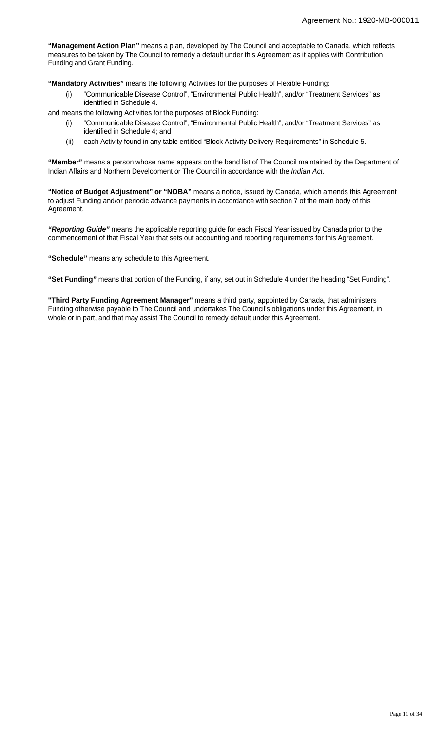**"Management Action Plan"** means a plan, developed by The Council and acceptable to Canada, which reflects measures to be taken by The Council to remedy a default under this Agreement as it applies with Contribution Funding and Grant Funding.

**"Mandatory Activities"** means the following Activities for the purposes of Flexible Funding:

(i) "Communicable Disease Control", "Environmental Public Health", and/or "Treatment Services" as identified in Schedule 4.

and means the following Activities for the purposes of Block Funding:

(i) "Communicable Disease Control", "Environmental Public Health", and/or "Treatment Services" as identified in Schedule 4; and

(ii) each Activity found in any table entitled "Block Activity Delivery Requirements" in Schedule 5.

**"Member"** means a person whose name appears on the band list of The Council maintained by the Department of Indian Affairs and Northern Development or The Council in accordance with the *Indian Act*.

**"Notice of Budget Adjustment" or "NOBA"** means a notice, issued by Canada, which amends this Agreement to adjust Funding and/or periodic advance payments in accordance with section 7 of the main body of this Agreement.

***"Reporting Guide"*** means the applicable reporting guide for each Fiscal Year issued by Canada prior to the commencement of that Fiscal Year that sets out accounting and reporting requirements for this Agreement.

**"Schedule"** means any schedule to this Agreement.

**"Set Funding"** means that portion of the Funding, if any, set out in Schedule 4 under the heading "Set Funding".

**"Third Party Funding Agreement Manager"** means a third party, appointed by Canada, that administers Funding otherwise payable to The Council and undertakes The Council's obligations under this Agreement, in whole or in part, and that may assist The Council to remedy default under this Agreement.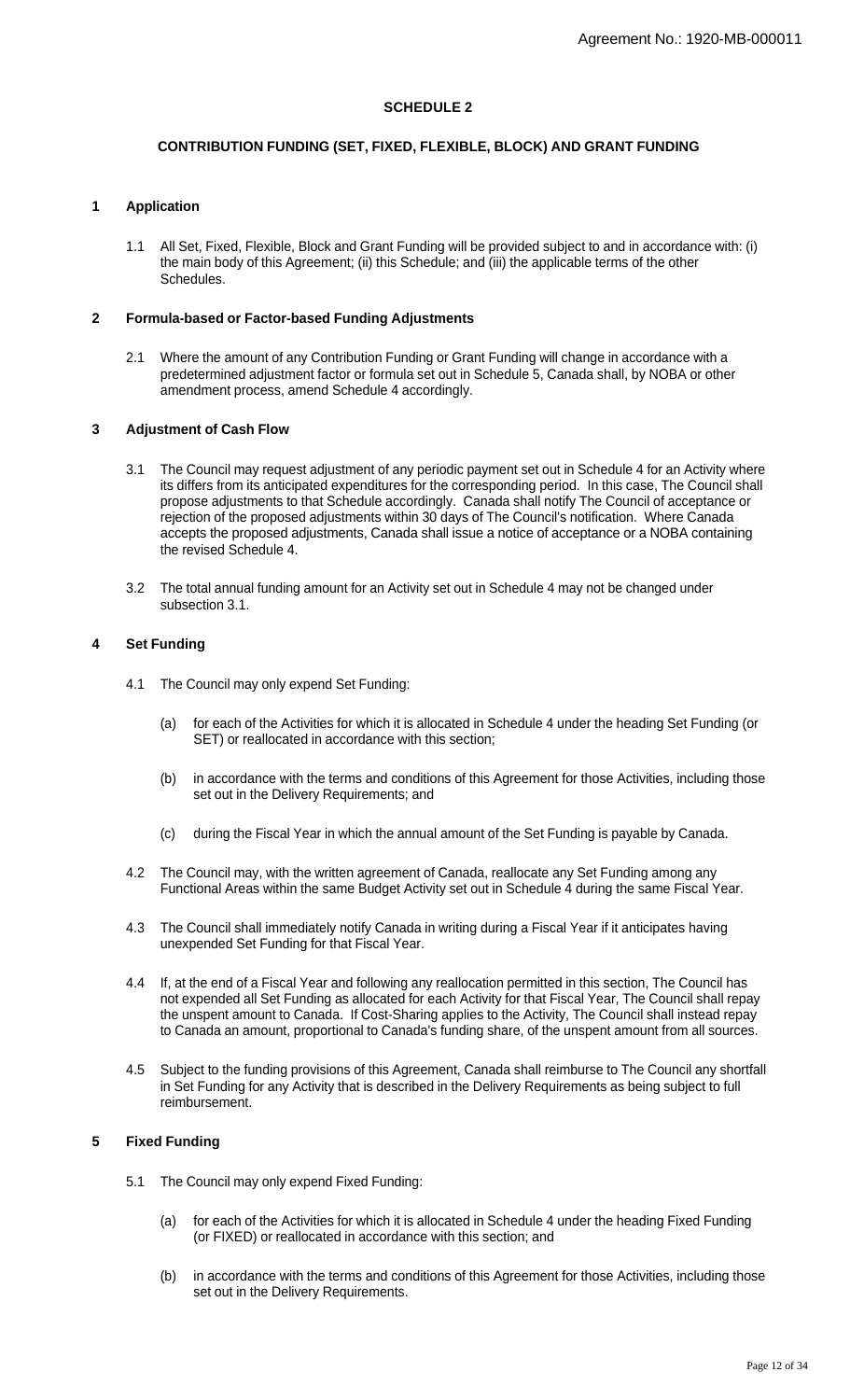## SCHEDULE 2

### CONTRIBUTION FUNDING (SET, FIXED, FLEXIBLE, BLOCK) AND GRANT FUNDING

### 1 Application

1.1 All Set, Fixed, Flexible, Block and Grant Funding will be provided subject to and in accordance with: (i) the main body of this Agreement; (ii) this Schedule; and (iii) the applicable terms of the other Schedules.

### 2 Formula-based or Factor-based Funding Adjustments

2.1 Where the amount of any Contribution Funding or Grant Funding will change in accordance with a predetermined adjustment factor or formula set out in Schedule 5, Canada shall, by NOBA or other amendment process, amend Schedule 4 accordingly.

### 3 Adjustment of Cash Flow

3.1 The Council may request adjustment of any periodic payment set out in Schedule 4 for an Activity where its differs from its anticipated expenditures for the corresponding period. In this case, The Council shall propose adjustments to that Schedule accordingly. Canada shall notify The Council of acceptance or rejection of the proposed adjustments within 30 days of The Council's notification. Where Canada accepts the proposed adjustments, Canada shall issue a notice of acceptance or a NOBA containing the revised Schedule 4.

3.2 The total annual funding amount for an Activity set out in Schedule 4 may not be changed under subsection 3.1.

### 4 Set Funding

4.1 The Council may only expend Set Funding:

(a) for each of the Activities for which it is allocated in Schedule 4 under the heading Set Funding (or SET) or reallocated in accordance with this section;

(b) in accordance with the terms and conditions of this Agreement for those Activities, including those set out in the Delivery Requirements; and

(c) during the Fiscal Year in which the annual amount of the Set Funding is payable by Canada.

4.2 The Council may, with the written agreement of Canada, reallocate any Set Funding among any Functional Areas within the same Budget Activity set out in Schedule 4 during the same Fiscal Year.

4.3 The Council shall immediately notify Canada in writing during a Fiscal Year if it anticipates having unexpended Set Funding for that Fiscal Year.

4.4 If, at the end of a Fiscal Year and following any reallocation permitted in this section, The Council has not expended all Set Funding as allocated for each Activity for that Fiscal Year, The Council shall repay the unspent amount to Canada. If Cost-Sharing applies to the Activity, The Council shall instead repay to Canada an amount, proportional to Canada's funding share, of the unspent amount from all sources.

4.5 Subject to the funding provisions of this Agreement, Canada shall reimburse to The Council any shortfall in Set Funding for any Activity that is described in the Delivery Requirements as being subject to full reimbursement.

### 5 Fixed Funding

5.1 The Council may only expend Fixed Funding:

(a) for each of the Activities for which it is allocated in Schedule 4 under the heading Fixed Funding (or FIXED) or reallocated in accordance with this section; and

(b) in accordance with the terms and conditions of this Agreement for those Activities, including those set out in the Delivery Requirements.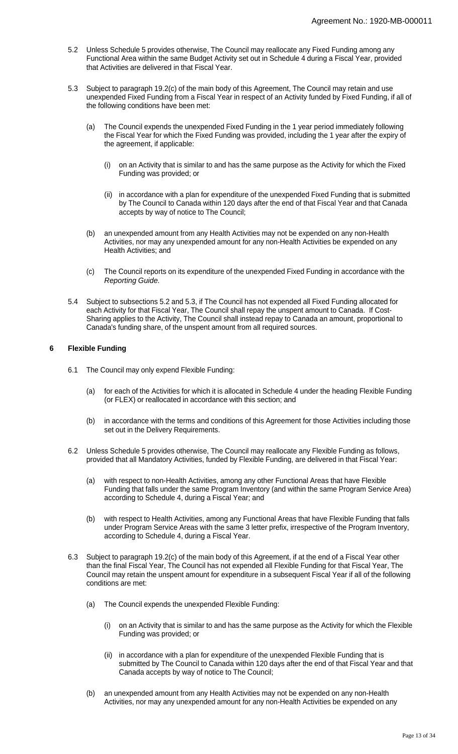5.2 Unless Schedule 5 provides otherwise, The Council may reallocate any Fixed Funding among any Functional Area within the same Budget Activity set out in Schedule 4 during a Fiscal Year, provided that Activities are delivered in that Fiscal Year.

5.3 Subject to paragraph 19.2(c) of the main body of this Agreement, The Council may retain and use unexpended Fixed Funding from a Fiscal Year in respect of an Activity funded by Fixed Funding, if all of the following conditions have been met:

(a) The Council expends the unexpended Fixed Funding in the 1 year period immediately following the Fiscal Year for which the Fixed Funding was provided, including the 1 year after the expiry of the agreement, if applicable:

(i) on an Activity that is similar to and has the same purpose as the Activity for which the Fixed Funding was provided; or

(ii) in accordance with a plan for expenditure of the unexpended Fixed Funding that is submitted by The Council to Canada within 120 days after the end of that Fiscal Year and that Canada accepts by way of notice to The Council;

(b) an unexpended amount from any Health Activities may not be expended on any non-Health Activities, nor may any unexpended amount for any non-Health Activities be expended on any Health Activities; and

(c) The Council reports on its expenditure of the unexpended Fixed Funding in accordance with the *Reporting Guide.*

5.4 Subject to subsections 5.2 and 5.3, if The Council has not expended all Fixed Funding allocated for each Activity for that Fiscal Year, The Council shall repay the unspent amount to Canada. If Cost-Sharing applies to the Activity, The Council shall instead repay to Canada an amount, proportional to Canada's funding share, of the unspent amount from all required sources.

## 6 Flexible Funding

6.1 The Council may only expend Flexible Funding:

(a) for each of the Activities for which it is allocated in Schedule 4 under the heading Flexible Funding (or FLEX) or reallocated in accordance with this section; and

(b) in accordance with the terms and conditions of this Agreement for those Activities including those set out in the Delivery Requirements.

6.2 Unless Schedule 5 provides otherwise, The Council may reallocate any Flexible Funding as follows, provided that all Mandatory Activities, funded by Flexible Funding, are delivered in that Fiscal Year:

(a) with respect to non-Health Activities, among any other Functional Areas that have Flexible Funding that falls under the same Program Inventory (and within the same Program Service Area) according to Schedule 4, during a Fiscal Year; and

(b) with respect to Health Activities, among any Functional Areas that have Flexible Funding that falls under Program Service Areas with the same 3 letter prefix, irrespective of the Program Inventory, according to Schedule 4, during a Fiscal Year.

6.3 Subject to paragraph 19.2(c) of the main body of this Agreement, if at the end of a Fiscal Year other than the final Fiscal Year, The Council has not expended all Flexible Funding for that Fiscal Year, The Council may retain the unspent amount for expenditure in a subsequent Fiscal Year if all of the following conditions are met:

(a) The Council expends the unexpended Flexible Funding:

(i) on an Activity that is similar to and has the same purpose as the Activity for which the Flexible Funding was provided; or

(ii) in accordance with a plan for expenditure of the unexpended Flexible Funding that is submitted by The Council to Canada within 120 days after the end of that Fiscal Year and that Canada accepts by way of notice to The Council;

(b) an unexpended amount from any Health Activities may not be expended on any non-Health Activities, nor may any unexpended amount for any non-Health Activities be expended on any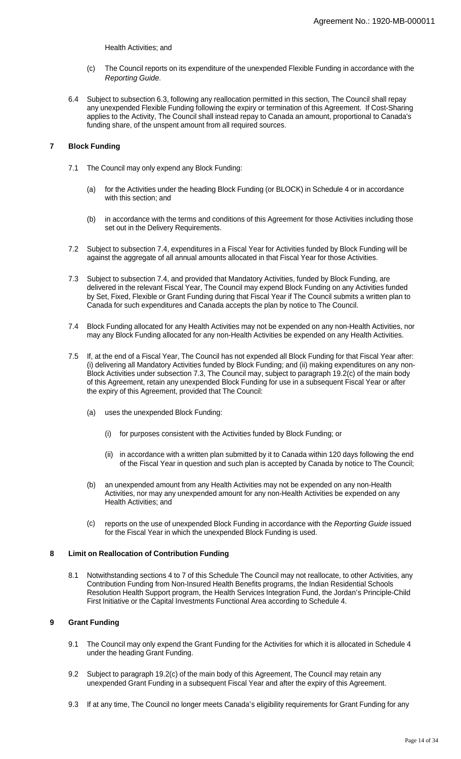Health Activities; and

(c) The Council reports on its expenditure of the unexpended Flexible Funding in accordance with the *Reporting Guide*.

6.4 Subject to subsection 6.3, following any reallocation permitted in this section, The Council shall repay any unexpended Flexible Funding following the expiry or termination of this Agreement. If Cost-Sharing applies to the Activity, The Council shall instead repay to Canada an amount, proportional to Canada's funding share, of the unspent amount from all required sources.

## 7 Block Funding

7.1 The Council may only expend any Block Funding:

(a) for the Activities under the heading Block Funding (or BLOCK) in Schedule 4 or in accordance with this section; and

(b) in accordance with the terms and conditions of this Agreement for those Activities including those set out in the Delivery Requirements.

7.2 Subject to subsection 7.4, expenditures in a Fiscal Year for Activities funded by Block Funding will be against the aggregate of all annual amounts allocated in that Fiscal Year for those Activities.

7.3 Subject to subsection 7.4, and provided that Mandatory Activities, funded by Block Funding, are delivered in the relevant Fiscal Year, The Council may expend Block Funding on any Activities funded by Set, Fixed, Flexible or Grant Funding during that Fiscal Year if The Council submits a written plan to Canada for such expenditures and Canada accepts the plan by notice to The Council.

7.4 Block Funding allocated for any Health Activities may not be expended on any non-Health Activities, nor may any Block Funding allocated for any non-Health Activities be expended on any Health Activities.

7.5 If, at the end of a Fiscal Year, The Council has not expended all Block Funding for that Fiscal Year after: (i) delivering all Mandatory Activities funded by Block Funding; and (ii) making expenditures on any non-Block Activities under subsection 7.3, The Council may, subject to paragraph 19.2(c) of the main body of this Agreement, retain any unexpended Block Funding for use in a subsequent Fiscal Year or after the expiry of this Agreement, provided that The Council:

(a) uses the unexpended Block Funding:

(i) for purposes consistent with the Activities funded by Block Funding; or

(ii) in accordance with a written plan submitted by it to Canada within 120 days following the end of the Fiscal Year in question and such plan is accepted by Canada by notice to The Council;

(b) an unexpended amount from any Health Activities may not be expended on any non-Health Activities, nor may any unexpended amount for any non-Health Activities be expended on any Health Activities; and

(c) reports on the use of unexpended Block Funding in accordance with the *Reporting Guide* issued for the Fiscal Year in which the unexpended Block Funding is used.

## 8 Limit on Reallocation of Contribution Funding

8.1 Notwithstanding sections 4 to 7 of this Schedule The Council may not reallocate, to other Activities, any Contribution Funding from Non-Insured Health Benefits programs, the Indian Residential Schools Resolution Health Support program, the Health Services Integration Fund, the Jordan's Principle-Child First Initiative or the Capital Investments Functional Area according to Schedule 4.

## 9 Grant Funding

9.1 The Council may only expend the Grant Funding for the Activities for which it is allocated in Schedule 4 under the heading Grant Funding.

9.2 Subject to paragraph 19.2(c) of the main body of this Agreement, The Council may retain any unexpended Grant Funding in a subsequent Fiscal Year and after the expiry of this Agreement.

9.3 If at any time, The Council no longer meets Canada's eligibility requirements for Grant Funding for any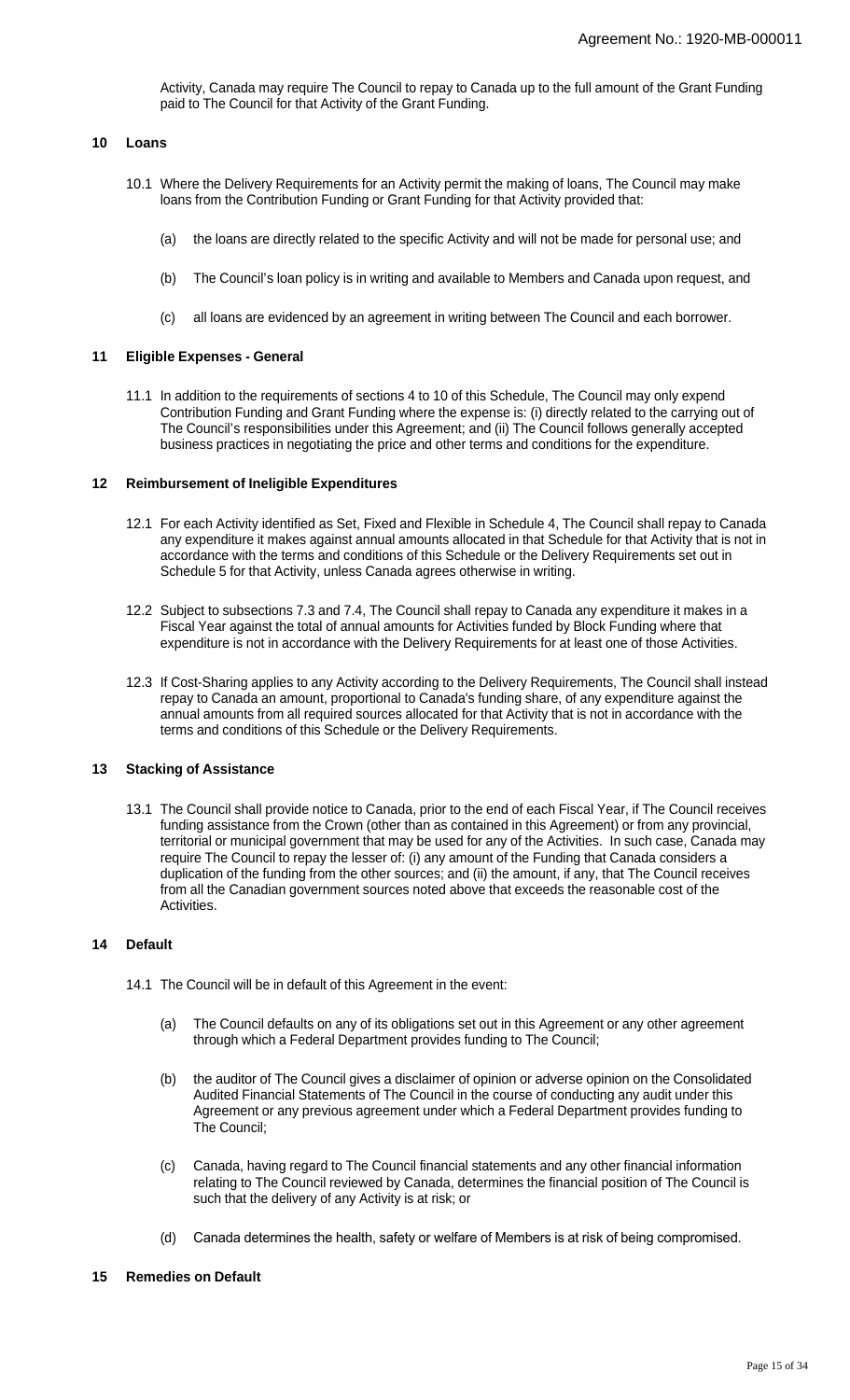Activity, Canada may require The Council to repay to Canada up to the full amount of the Grant Funding paid to The Council for that Activity of the Grant Funding.

## 10 Loans

10.1 Where the Delivery Requirements for an Activity permit the making of loans, The Council may make loans from the Contribution Funding or Grant Funding for that Activity provided that:

(a) the loans are directly related to the specific Activity and will not be made for personal use; and

(b) The Council's loan policy is in writing and available to Members and Canada upon request, and

(c) all loans are evidenced by an agreement in writing between The Council and each borrower.

## 11 Eligible Expenses - General

11.1 In addition to the requirements of sections 4 to 10 of this Schedule, The Council may only expend Contribution Funding and Grant Funding where the expense is: (i) directly related to the carrying out of The Council's responsibilities under this Agreement; and (ii) The Council follows generally accepted business practices in negotiating the price and other terms and conditions for the expenditure.

## 12 Reimbursement of Ineligible Expenditures

12.1 For each Activity identified as Set, Fixed and Flexible in Schedule 4, The Council shall repay to Canada any expenditure it makes against annual amounts allocated in that Schedule for that Activity that is not in accordance with the terms and conditions of this Schedule or the Delivery Requirements set out in Schedule 5 for that Activity, unless Canada agrees otherwise in writing.

12.2 Subject to subsections 7.3 and 7.4, The Council shall repay to Canada any expenditure it makes in a Fiscal Year against the total of annual amounts for Activities funded by Block Funding where that expenditure is not in accordance with the Delivery Requirements for at least one of those Activities.

12.3 If Cost-Sharing applies to any Activity according to the Delivery Requirements, The Council shall instead repay to Canada an amount, proportional to Canada's funding share, of any expenditure against the annual amounts from all required sources allocated for that Activity that is not in accordance with the terms and conditions of this Schedule or the Delivery Requirements.

## 13 Stacking of Assistance

13.1 The Council shall provide notice to Canada, prior to the end of each Fiscal Year, if The Council receives funding assistance from the Crown (other than as contained in this Agreement) or from any provincial, territorial or municipal government that may be used for any of the Activities. In such case, Canada may require The Council to repay the lesser of: (i) any amount of the Funding that Canada considers a duplication of the funding from the other sources; and (ii) the amount, if any, that The Council receives from all the Canadian government sources noted above that exceeds the reasonable cost of the Activities.

## 14 Default

14.1 The Council will be in default of this Agreement in the event:

(a) The Council defaults on any of its obligations set out in this Agreement or any other agreement through which a Federal Department provides funding to The Council;

(b) the auditor of The Council gives a disclaimer of opinion or adverse opinion on the Consolidated Audited Financial Statements of The Council in the course of conducting any audit under this Agreement or any previous agreement under which a Federal Department provides funding to The Council;

(c) Canada, having regard to The Council financial statements and any other financial information relating to The Council reviewed by Canada, determines the financial position of The Council is such that the delivery of any Activity is at risk; or

(d) Canada determines the health, safety or welfare of Members is at risk of being compromised.

## 15 Remedies on Default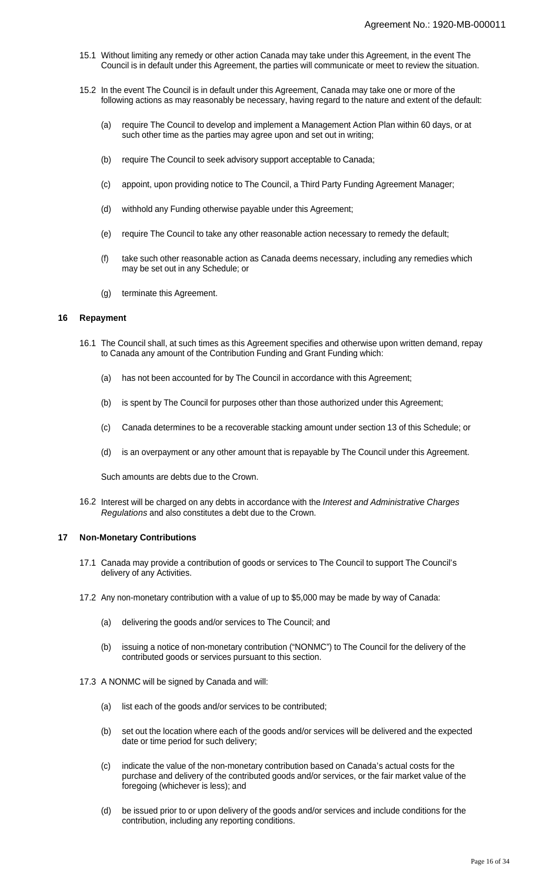15.1 Without limiting any remedy or other action Canada may take under this Agreement, in the event The Council is in default under this Agreement, the parties will communicate or meet to review the situation.

15.2 In the event The Council is in default under this Agreement, Canada may take one or more of the following actions as may reasonably be necessary, having regard to the nature and extent of the default:

(a) require The Council to develop and implement a Management Action Plan within 60 days, or at such other time as the parties may agree upon and set out in writing;

(b) require The Council to seek advisory support acceptable to Canada;

(c) appoint, upon providing notice to The Council, a Third Party Funding Agreement Manager;

(d) withhold any Funding otherwise payable under this Agreement;

(e) require The Council to take any other reasonable action necessary to remedy the default;

(f) take such other reasonable action as Canada deems necessary, including any remedies which may be set out in any Schedule; or

(g) terminate this Agreement.

## 16 Repayment

16.1 The Council shall, at such times as this Agreement specifies and otherwise upon written demand, repay to Canada any amount of the Contribution Funding and Grant Funding which:

(a) has not been accounted for by The Council in accordance with this Agreement;

(b) is spent by The Council for purposes other than those authorized under this Agreement;

(c) Canada determines to be a recoverable stacking amount under section 13 of this Schedule; or

(d) is an overpayment or any other amount that is repayable by The Council under this Agreement.

Such amounts are debts due to the Crown.

16.2 Interest will be charged on any debts in accordance with the *Interest and Administrative Charges Regulations* and also constitutes a debt due to the Crown.

## 17 Non-Monetary Contributions

17.1 Canada may provide a contribution of goods or services to The Council to support The Council's delivery of any Activities.

17.2 Any non-monetary contribution with a value of up to $5,000 may be made by way of Canada:

(a) delivering the goods and/or services to The Council; and

(b) issuing a notice of non-monetary contribution ("NONMC") to The Council for the delivery of the contributed goods or services pursuant to this section.

17.3 A NONMC will be signed by Canada and will:

(a) list each of the goods and/or services to be contributed;

(b) set out the location where each of the goods and/or services will be delivered and the expected date or time period for such delivery;

(c) indicate the value of the non-monetary contribution based on Canada's actual costs for the purchase and delivery of the contributed goods and/or services, or the fair market value of the foregoing (whichever is less); and

(d) be issued prior to or upon delivery of the goods and/or services and include conditions for the contribution, including any reporting conditions.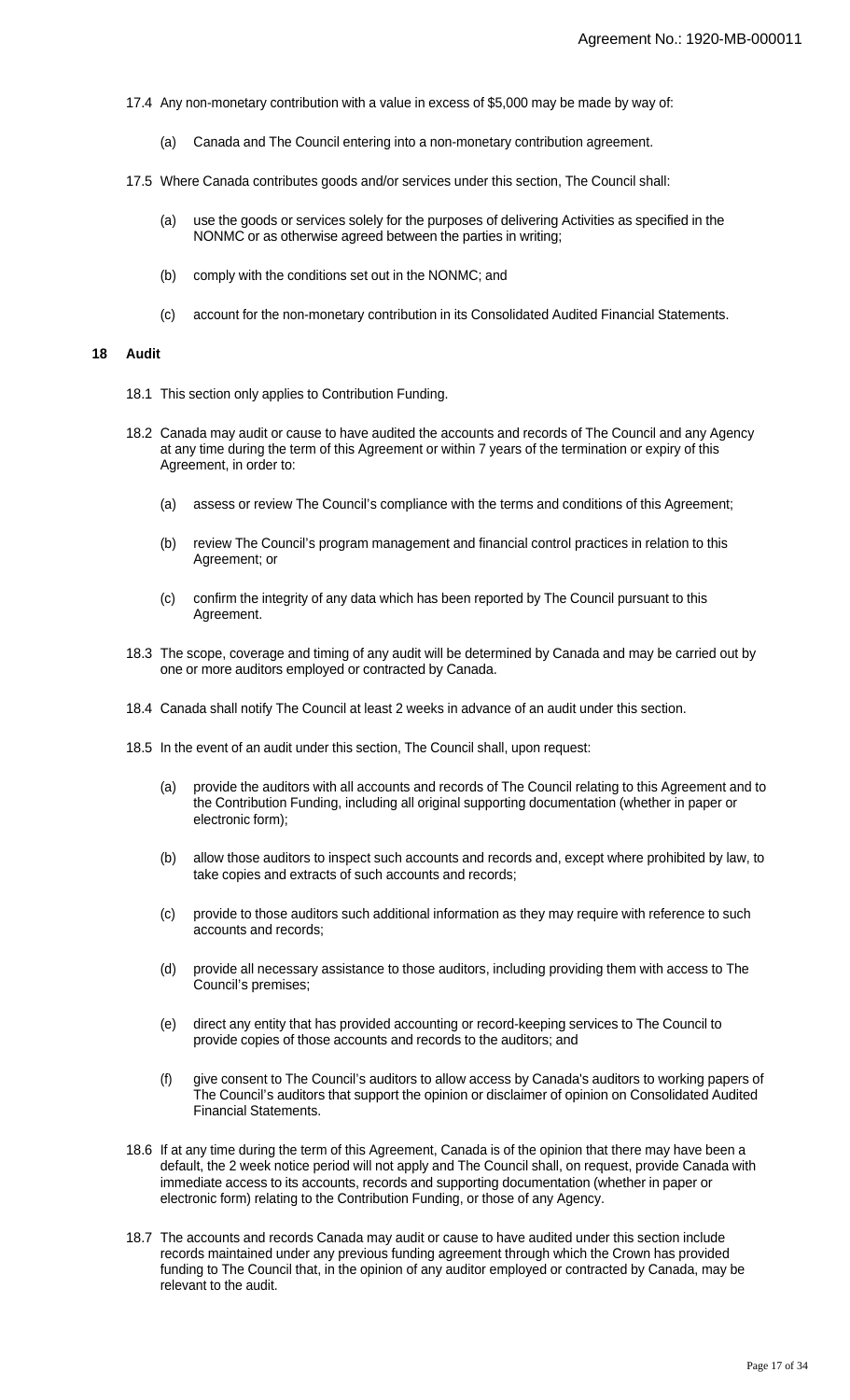17.4 Any non-monetary contribution with a value in excess of $5,000 may be made by way of:

(a) Canada and The Council entering into a non-monetary contribution agreement.

17.5 Where Canada contributes goods and/or services under this section, The Council shall:

(a) use the goods or services solely for the purposes of delivering Activities as specified in the NONMC or as otherwise agreed between the parties in writing;

(b) comply with the conditions set out in the NONMC; and

(c) account for the non-monetary contribution in its Consolidated Audited Financial Statements.

## 18 Audit

18.1 This section only applies to Contribution Funding.

18.2 Canada may audit or cause to have audited the accounts and records of The Council and any Agency at any time during the term of this Agreement or within 7 years of the termination or expiry of this Agreement, in order to:

(a) assess or review The Council's compliance with the terms and conditions of this Agreement;

(b) review The Council's program management and financial control practices in relation to this Agreement; or

(c) confirm the integrity of any data which has been reported by The Council pursuant to this Agreement.

18.3 The scope, coverage and timing of any audit will be determined by Canada and may be carried out by one or more auditors employed or contracted by Canada.

18.4 Canada shall notify The Council at least 2 weeks in advance of an audit under this section.

18.5 In the event of an audit under this section, The Council shall, upon request:

(a) provide the auditors with all accounts and records of The Council relating to this Agreement and to the Contribution Funding, including all original supporting documentation (whether in paper or electronic form);

(b) allow those auditors to inspect such accounts and records and, except where prohibited by law, to take copies and extracts of such accounts and records;

(c) provide to those auditors such additional information as they may require with reference to such accounts and records;

(d) provide all necessary assistance to those auditors, including providing them with access to The Council's premises;

(e) direct any entity that has provided accounting or record-keeping services to The Council to provide copies of those accounts and records to the auditors; and

(f) give consent to The Council's auditors to allow access by Canada's auditors to working papers of The Council's auditors that support the opinion or disclaimer of opinion on Consolidated Audited Financial Statements.

18.6 If at any time during the term of this Agreement, Canada is of the opinion that there may have been a default, the 2 week notice period will not apply and The Council shall, on request, provide Canada with immediate access to its accounts, records and supporting documentation (whether in paper or electronic form) relating to the Contribution Funding, or those of any Agency.

18.7 The accounts and records Canada may audit or cause to have audited under this section include records maintained under any previous funding agreement through which the Crown has provided funding to The Council that, in the opinion of any auditor employed or contracted by Canada, may be relevant to the audit.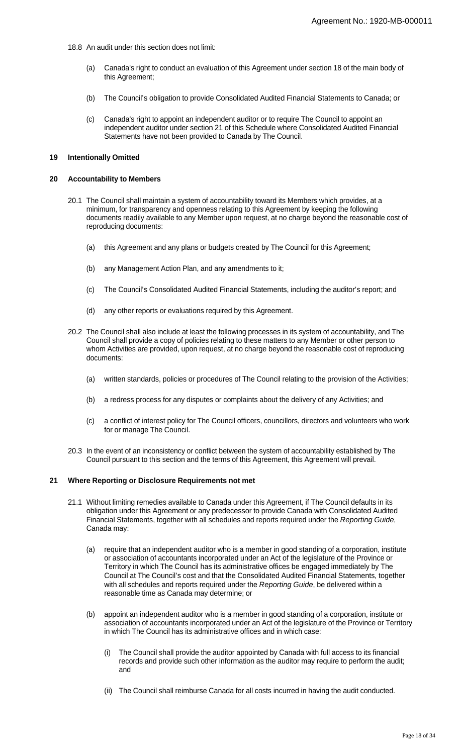18.8 An audit under this section does not limit:

(a) Canada's right to conduct an evaluation of this Agreement under section 18 of the main body of this Agreement;

(b) The Council's obligation to provide Consolidated Audited Financial Statements to Canada; or

(c) Canada's right to appoint an independent auditor or to require The Council to appoint an independent auditor under section 21 of this Schedule where Consolidated Audited Financial Statements have not been provided to Canada by The Council.

## 19 Intentionally Omitted

## 20 Accountability to Members

20.1 The Council shall maintain a system of accountability toward its Members which provides, at a minimum, for transparency and openness relating to this Agreement by keeping the following documents readily available to any Member upon request, at no charge beyond the reasonable cost of reproducing documents:

(a) this Agreement and any plans or budgets created by The Council for this Agreement;

(b) any Management Action Plan, and any amendments to it;

(c) The Council's Consolidated Audited Financial Statements, including the auditor's report; and

(d) any other reports or evaluations required by this Agreement.

20.2 The Council shall also include at least the following processes in its system of accountability, and The Council shall provide a copy of policies relating to these matters to any Member or other person to whom Activities are provided, upon request, at no charge beyond the reasonable cost of reproducing documents:

(a) written standards, policies or procedures of The Council relating to the provision of the Activities;

(b) a redress process for any disputes or complaints about the delivery of any Activities; and

(c) a conflict of interest policy for The Council officers, councillors, directors and volunteers who work for or manage The Council.

20.3 In the event of an inconsistency or conflict between the system of accountability established by The Council pursuant to this section and the terms of this Agreement, this Agreement will prevail.

## 21 Where Reporting or Disclosure Requirements not met

21.1 Without limiting remedies available to Canada under this Agreement, if The Council defaults in its obligation under this Agreement or any predecessor to provide Canada with Consolidated Audited Financial Statements, together with all schedules and reports required under the *Reporting Guide*, Canada may:

(a) require that an independent auditor who is a member in good standing of a corporation, institute or association of accountants incorporated under an Act of the legislature of the Province or Territory in which The Council has its administrative offices be engaged immediately by The Council at The Council's cost and that the Consolidated Audited Financial Statements, together with all schedules and reports required under the *Reporting Guide*, be delivered within a reasonable time as Canada may determine; or

(b) appoint an independent auditor who is a member in good standing of a corporation, institute or association of accountants incorporated under an Act of the legislature of the Province or Territory in which The Council has its administrative offices and in which case:

(i) The Council shall provide the auditor appointed by Canada with full access to its financial records and provide such other information as the auditor may require to perform the audit; and

(ii) The Council shall reimburse Canada for all costs incurred in having the audit conducted.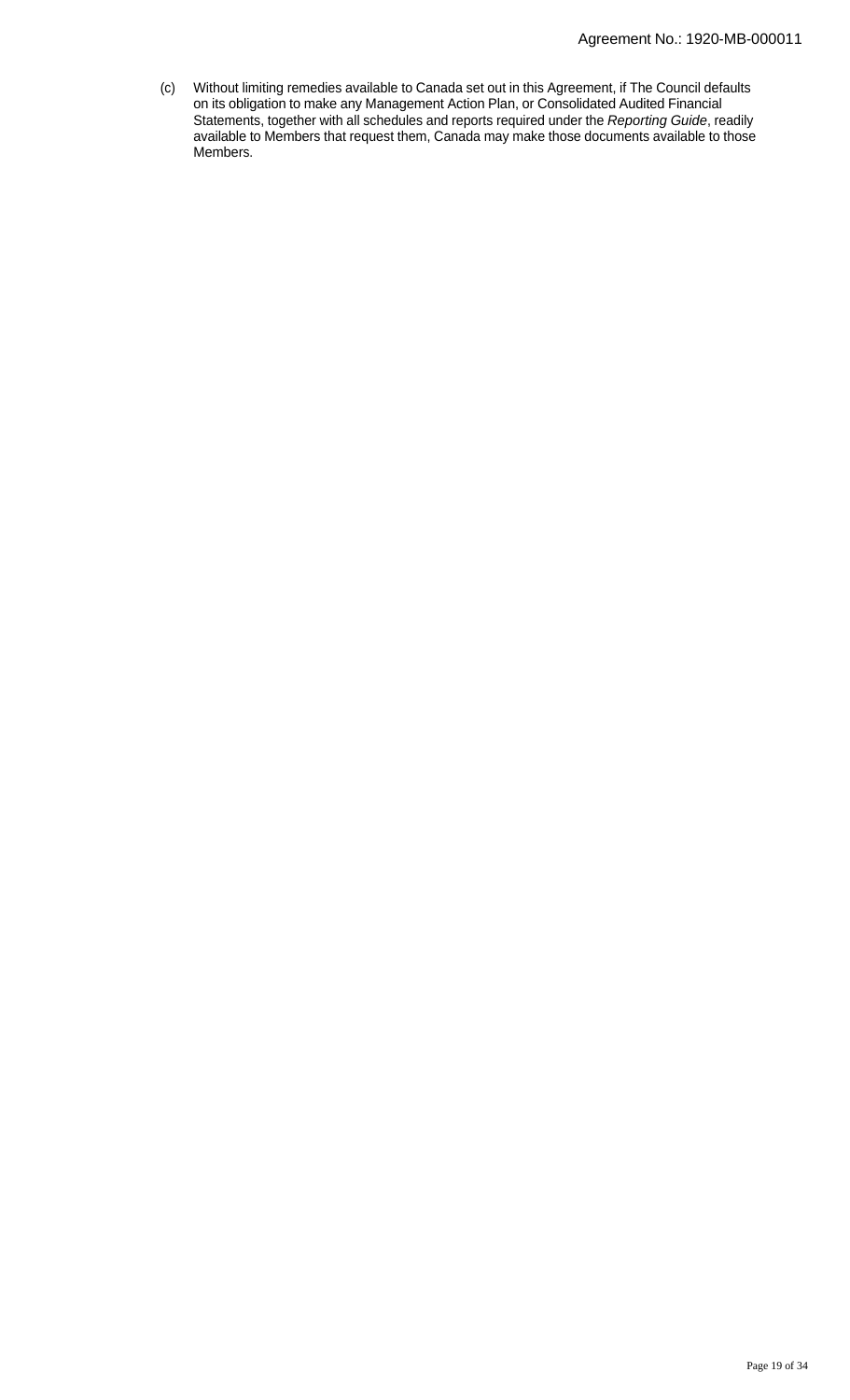(c) Without limiting remedies available to Canada set out in this Agreement, if The Council defaults on its obligation to make any Management Action Plan, or Consolidated Audited Financial Statements, together with all schedules and reports required under the *Reporting Guide*, readily available to Members that request them, Canada may make those documents available to those Members.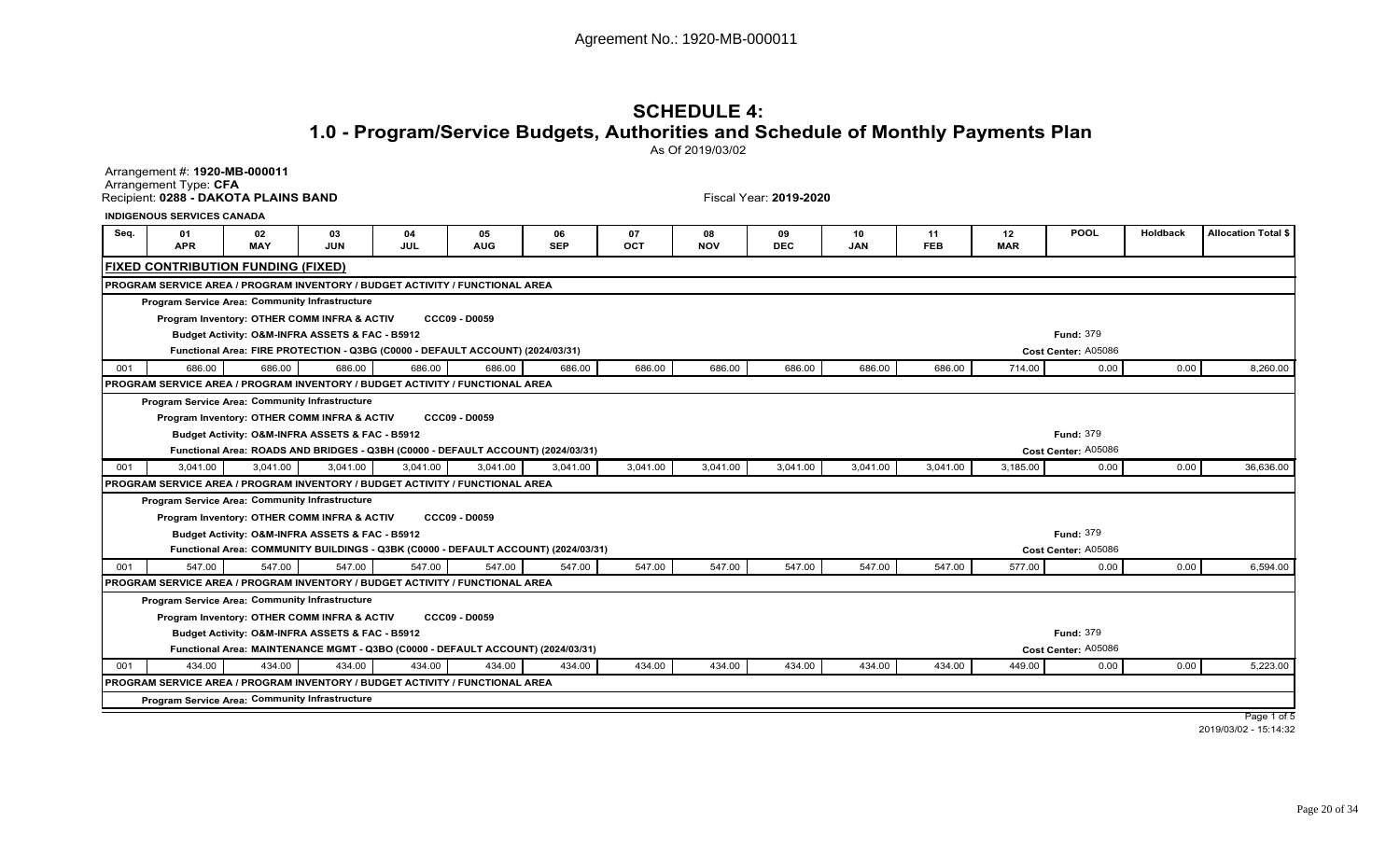Agreement No.: 1920-MB-000011

# SCHEDULE 4:
## 1.0 - Program/Service Budgets, Authorities and Schedule of Monthly Payments Plan

As Of 2019/03/02

Arrangement #: **1920-MB-000011**
Arrangement Type: **CFA**
Recipient: **0288 - DAKOTA PLAINS BAND**
Fiscal Year: **2019-2020**

**INDIGENOUS SERVICES CANADA**

| Seq. | 01 APR | 02 MAY | 03 JUN | 04 JUL | 05 AUG | 06 SEP | 07 OCT | 08 NOV | 09 DEC | 10 JAN | 11 FEB | 12 MAR | POOL | Holdback | Allocation Total $ |
|---|---|---|---|---|---|---|---|---|---|---|---|---|---|---|---|
| **FIXED CONTRIBUTION FUNDING (FIXED)** | | | | | | | | | | | | | | | |
| **PROGRAM SERVICE AREA / PROGRAM INVENTORY / BUDGET ACTIVITY / FUNCTIONAL AREA** | | | | | | | | | | | | | | | |
| **Program Service Area: Community Infrastructure** | | | | | | | | | | | | | | | |
| **Program Inventory: OTHER COMM INFRA & ACTIV CCC09 - D0059** | | | | | | | | | | | | | | | |
| **Budget Activity: O&M-INFRA ASSETS & FAC - B5912** | | | | | | | | | | | | | **Fund:** 379 | | |
| **Functional Area: FIRE PROTECTION - Q3BG (C0000 - DEFAULT ACCOUNT) (2024/03/31)** | | | | | | | | | | | | | **Cost Center:** A05086 | | |
| 001 | 686.00 | 686.00 | 686.00 | 686.00 | 686.00 | 686.00 | 686.00 | 686.00 | 686.00 | 686.00 | 686.00 | 714.00 | 0.00 | 0.00 | 8,260.00 |
| **PROGRAM SERVICE AREA / PROGRAM INVENTORY / BUDGET ACTIVITY / FUNCTIONAL AREA** | | | | | | | | | | | | | | | |
| **Program Service Area: Community Infrastructure** | | | | | | | | | | | | | | | |
| **Program Inventory: OTHER COMM INFRA & ACTIV CCC09 - D0059** | | | | | | | | | | | | | | | |
| **Budget Activity: O&M-INFRA ASSETS & FAC - B5912** | | | | | | | | | | | | | **Fund:** 379 | | |
| **Functional Area: ROADS AND BRIDGES - Q3BH (C0000 - DEFAULT ACCOUNT) (2024/03/31)** | | | | | | | | | | | | | **Cost Center:** A05086 | | |
| 001 | 3,041.00 | 3,041.00 | 3,041.00 | 3,041.00 | 3,041.00 | 3,041.00 | 3,041.00 | 3,041.00 | 3,041.00 | 3,041.00 | 3,041.00 | 3,185.00 | 0.00 | 0.00 | 36,636.00 |
| **PROGRAM SERVICE AREA / PROGRAM INVENTORY / BUDGET ACTIVITY / FUNCTIONAL AREA** | | | | | | | | | | | | | | | |
| **Program Service Area: Community Infrastructure** | | | | | | | | | | | | | | | |
| **Program Inventory: OTHER COMM INFRA & ACTIV CCC09 - D0059** | | | | | | | | | | | | | | | |
| **Budget Activity: O&M-INFRA ASSETS & FAC - B5912** | | | | | | | | | | | | | **Fund:** 379 | | |
| **Functional Area: COMMUNITY BUILDINGS - Q3BK (C0000 - DEFAULT ACCOUNT) (2024/03/31)** | | | | | | | | | | | | | **Cost Center:** A05086 | | |
| 001 | 547.00 | 547.00 | 547.00 | 547.00 | 547.00 | 547.00 | 547.00 | 547.00 | 547.00 | 547.00 | 547.00 | 577.00 | 0.00 | 0.00 | 6,594.00 |
| **PROGRAM SERVICE AREA / PROGRAM INVENTORY / BUDGET ACTIVITY / FUNCTIONAL AREA** | | | | | | | | | | | | | | | |
| **Program Service Area: Community Infrastructure** | | | | | | | | | | | | | | | |
| **Program Inventory: OTHER COMM INFRA & ACTIV CCC09 - D0059** | | | | | | | | | | | | | | | |
| **Budget Activity: O&M-INFRA ASSETS & FAC - B5912** | | | | | | | | | | | | | **Fund:** 379 | | |
| **Functional Area: MAINTENANCE MGMT - Q3BO (C0000 - DEFAULT ACCOUNT) (2024/03/31)** | | | | | | | | | | | | | **Cost Center:** A05086 | | |
| 001 | 434.00 | 434.00 | 434.00 | 434.00 | 434.00 | 434.00 | 434.00 | 434.00 | 434.00 | 434.00 | 434.00 | 449.00 | 0.00 | 0.00 | 5,223.00 |
| **PROGRAM SERVICE AREA / PROGRAM INVENTORY / BUDGET ACTIVITY / FUNCTIONAL AREA** | | | | | | | | | | | | | | | |
| **Program Service Area: Community Infrastructure** | | | | | | | | | | | | | | | |

2019/03/02 - 15:14:32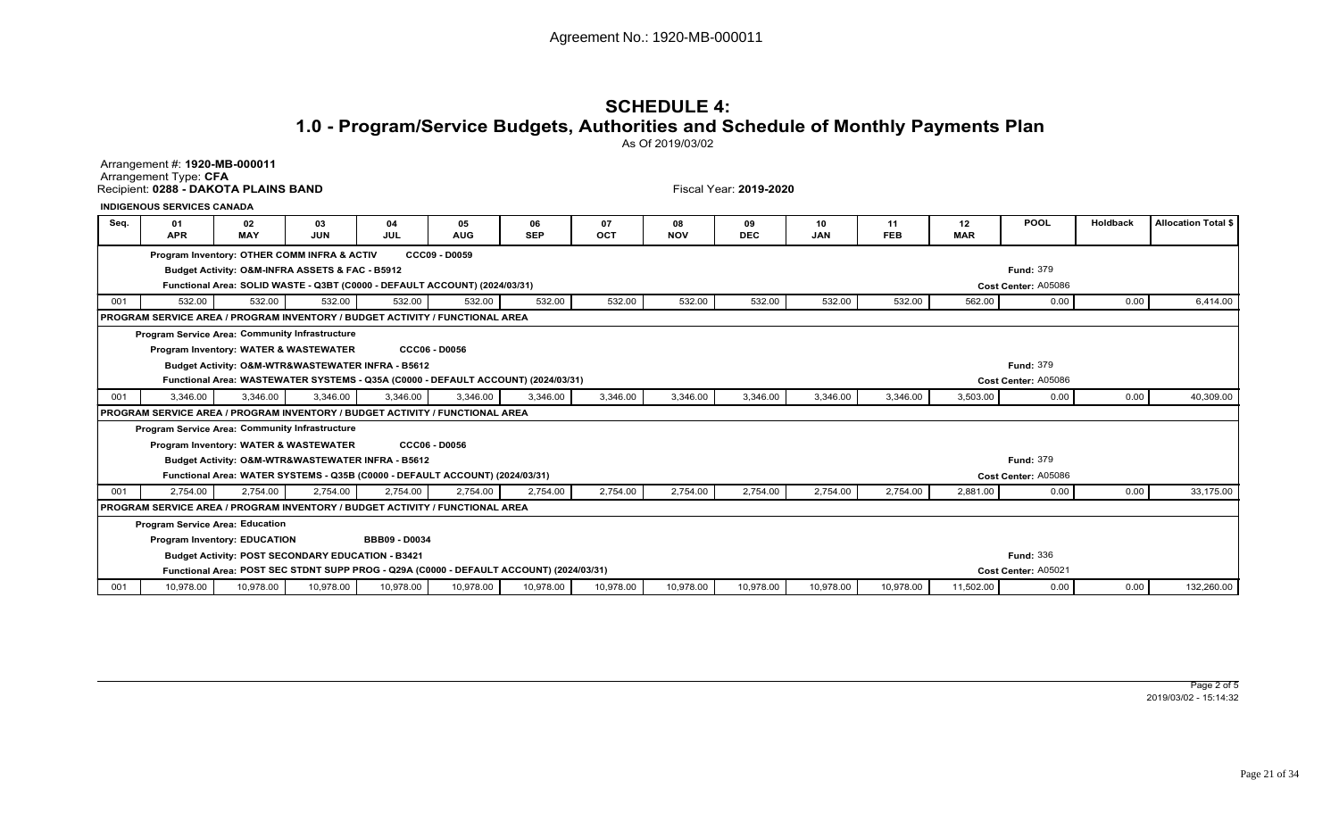Agreement No.: 1920-MB-000011

# SCHEDULE 4:
## 1.0 - Program/Service Budgets, Authorities and Schedule of Monthly Payments Plan

As Of 2019/03/02

Arrangement #: **1920-MB-000011**
Arrangement Type: **CFA**
Recipient: **0288 - DAKOTA PLAINS BAND**

Fiscal Year: **2019-2020**

**INDIGENOUS SERVICES CANADA**

| Seq. | 01 APR | 02 MAY | 03 JUN | 04 JUL | 05 AUG | 06 SEP | 07 OCT | 08 NOV | 09 DEC | 10 JAN | 11 FEB | 12 MAR | POOL | Holdback | Allocation Total $ |
|---|---|---|---|---|---|---|---|---|---|---|---|---|---|---|---|
| | **Program Inventory: OTHER COMM INFRA & ACTIV** | | | | **CCC09 - D0059** | | | | | | | | | | |
| | **Budget Activity: O&M-INFRA ASSETS & FAC - B5912** | | | | | | | | | | | | **Fund:** 379 | | |
| | **Functional Area: SOLID WASTE - Q3BT (C0000 - DEFAULT ACCOUNT) (2024/03/31)** | | | | | | | | | | | | **Cost Center:** A05086 | | |
| 001 | 532.00 | 532.00 | 532.00 | 532.00 | 532.00 | 532.00 | 532.00 | 532.00 | 532.00 | 532.00 | 532.00 | 562.00 | 0.00 | 0.00 | 6,414.00 |
| **PROGRAM SERVICE AREA / PROGRAM INVENTORY / BUDGET ACTIVITY / FUNCTIONAL AREA** | | | | | | | | | | | | | | | |
| | **Program Service Area: Community Infrastructure** | | | | | | | | | | | | | | |
| | **Program Inventory: WATER & WASTEWATER** | | | **CCC06 - D0056** | | | | | | | | | | | |
| | **Budget Activity: O&M-WTR&WASTEWATER INFRA - B5612** | | | | | | | | | | | | **Fund:** 379 | | |
| | **Functional Area: WASTEWATER SYSTEMS - Q35A (C0000 - DEFAULT ACCOUNT) (2024/03/31)** | | | | | | | | | | | | **Cost Center:** A05086 | | |
| 001 | 3,346.00 | 3,346.00 | 3,346.00 | 3,346.00 | 3,346.00 | 3,346.00 | 3,346.00 | 3,346.00 | 3,346.00 | 3,346.00 | 3,346.00 | 3,503.00 | 0.00 | 0.00 | 40,309.00 |
| **PROGRAM SERVICE AREA / PROGRAM INVENTORY / BUDGET ACTIVITY / FUNCTIONAL AREA** | | | | | | | | | | | | | | | |
| | **Program Service Area: Community Infrastructure** | | | | | | | | | | | | | | |
| | **Program Inventory: WATER & WASTEWATER** | | | **CCC06 - D0056** | | | | | | | | | | | |
| | **Budget Activity: O&M-WTR&WASTEWATER INFRA - B5612** | | | | | | | | | | | | **Fund:** 379 | | |
| | **Functional Area: WATER SYSTEMS - Q35B (C0000 - DEFAULT ACCOUNT) (2024/03/31)** | | | | | | | | | | | | **Cost Center:** A05086 | | |
| 001 | 2,754.00 | 2,754.00 | 2,754.00 | 2,754.00 | 2,754.00 | 2,754.00 | 2,754.00 | 2,754.00 | 2,754.00 | 2,754.00 | 2,754.00 | 2,881.00 | 0.00 | 0.00 | 33,175.00 |
| **PROGRAM SERVICE AREA / PROGRAM INVENTORY / BUDGET ACTIVITY / FUNCTIONAL AREA** | | | | | | | | | | | | | | | |
| | **Program Service Area: Education** | | | | | | | | | | | | | | |
| | **Program Inventory: EDUCATION** | | | **BBB09 - D0034** | | | | | | | | | | | |
| | **Budget Activity: POST SECONDARY EDUCATION - B3421** | | | | | | | | | | | | **Fund:** 336 | | |
| | **Functional Area: POST SEC STDNT SUPP PROG - Q29A (C0000 - DEFAULT ACCOUNT) (2024/03/31)** | | | | | | | | | | | | **Cost Center:** A05021 | | |
| 001 | 10,978.00 | 10,978.00 | 10,978.00 | 10,978.00 | 10,978.00 | 10,978.00 | 10,978.00 | 10,978.00 | 10,978.00 | 10,978.00 | 10,978.00 | 11,502.00 | 0.00 | 0.00 | 132,260.00 |

2019/03/02 - 15:14:32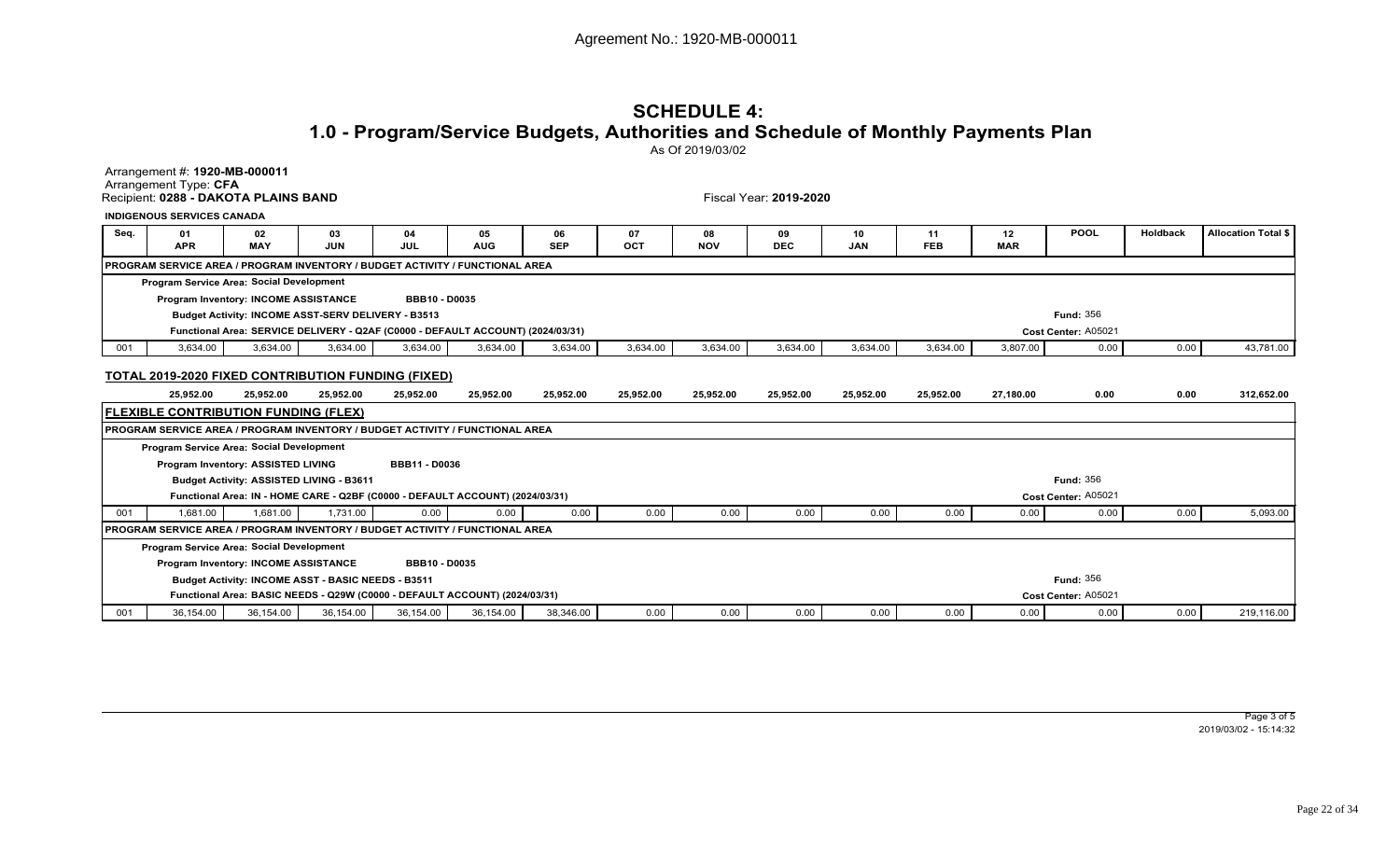Agreement No.: 1920-MB-000011

# SCHEDULE 4:

## 1.0 - Program/Service Budgets, Authorities and Schedule of Monthly Payments Plan

As Of 2019/03/02

Arrangement #: **1920-MB-000011**
Arrangement Type: **CFA**
Recipient: **0288 - DAKOTA PLAINS BAND**

Fiscal Year: **2019-2020**

**INDIGENOUS SERVICES CANADA**

| Seq. | 01 APR | 02 MAY | 03 JUN | 04 JUL | 05 AUG | 06 SEP | 07 OCT | 08 NOV | 09 DEC | 10 JAN | 11 FEB | 12 MAR | POOL | Holdback | Allocation Total $ |
|---|---|---|---|---|---|---|---|---|---|---|---|---|---|---|---|
| **PROGRAM SERVICE AREA / PROGRAM INVENTORY / BUDGET ACTIVITY / FUNCTIONAL AREA** | | | | | | | | | | | | | | | |
| **Program Service Area: Social Development** | | | | | | | | | | | | | | | |
| **Program Inventory: INCOME ASSISTANCE** | | | **BBB10 - D0035** | | | | | | | | | | | | |
| **Budget Activity: INCOME ASST-SERV DELIVERY - B3513** | | | | | | | | | | | | | **Fund:** 356 | | |
| **Functional Area: SERVICE DELIVERY - Q2AF (C0000 - DEFAULT ACCOUNT) (2024/03/31)** | | | | | | | | | | | | | **Cost Center:** A05021 | | |
| 001 | 3,634.00 | 3,634.00 | 3,634.00 | 3,634.00 | 3,634.00 | 3,634.00 | 3,634.00 | 3,634.00 | 3,634.00 | 3,634.00 | 3,634.00 | 3,807.00 | 0.00 | 0.00 | 43,781.00 |

**TOTAL 2019-2020 FIXED CONTRIBUTION FUNDING (FIXED)**

| | 01 APR | 02 MAY | 03 JUN | 04 JUL | 05 AUG | 06 SEP | 07 OCT | 08 NOV | 09 DEC | 10 JAN | 11 FEB | 12 MAR | POOL | Holdback | Allocation Total $ |
|---|---|---|---|---|---|---|---|---|---|---|---|---|---|---|---|
| | **25,952.00** | **25,952.00** | **25,952.00** | **25,952.00** | **25,952.00** | **25,952.00** | **25,952.00** | **25,952.00** | **25,952.00** | **25,952.00** | **25,952.00** | **27,180.00** | **0.00** | **0.00** | **312,652.00** |

**FLEXIBLE CONTRIBUTION FUNDING (FLEX)**

| Seq. | 01 APR | 02 MAY | 03 JUN | 04 JUL | 05 AUG | 06 SEP | 07 OCT | 08 NOV | 09 DEC | 10 JAN | 11 FEB | 12 MAR | POOL | Holdback | Allocation Total $ |
|---|---|---|---|---|---|---|---|---|---|---|---|---|---|---|---|
| **PROGRAM SERVICE AREA / PROGRAM INVENTORY / BUDGET ACTIVITY / FUNCTIONAL AREA** | | | | | | | | | | | | | | | |
| **Program Service Area: Social Development** | | | | | | | | | | | | | | | |
| **Program Inventory: ASSISTED LIVING** | | | **BBB11 - D0036** | | | | | | | | | | | | |
| **Budget Activity: ASSISTED LIVING - B3611** | | | | | | | | | | | | | **Fund:** 356 | | |
| **Functional Area: IN - HOME CARE - Q2BF (C0000 - DEFAULT ACCOUNT) (2024/03/31)** | | | | | | | | | | | | | **Cost Center:** A05021 | | |
| 001 | 1,681.00 | 1,681.00 | 1,731.00 | 0.00 | 0.00 | 0.00 | 0.00 | 0.00 | 0.00 | 0.00 | 0.00 | 0.00 | 0.00 | 0.00 | 5,093.00 |
| **PROGRAM SERVICE AREA / PROGRAM INVENTORY / BUDGET ACTIVITY / FUNCTIONAL AREA** | | | | | | | | | | | | | | | |
| **Program Service Area: Social Development** | | | | | | | | | | | | | | | |
| **Program Inventory: INCOME ASSISTANCE** | | | **BBB10 - D0035** | | | | | | | | | | | | |
| **Budget Activity: INCOME ASST - BASIC NEEDS - B3511** | | | | | | | | | | | | | **Fund:** 356 | | |
| **Functional Area: BASIC NEEDS - Q29W (C0000 - DEFAULT ACCOUNT) (2024/03/31)** | | | | | | | | | | | | | **Cost Center:** A05021 | | |
| 001 | 36,154.00 | 36,154.00 | 36,154.00 | 36,154.00 | 36,154.00 | 38,346.00 | 0.00 | 0.00 | 0.00 | 0.00 | 0.00 | 0.00 | 0.00 | 0.00 | 219,116.00 |

2019/03/02 - 15:14:32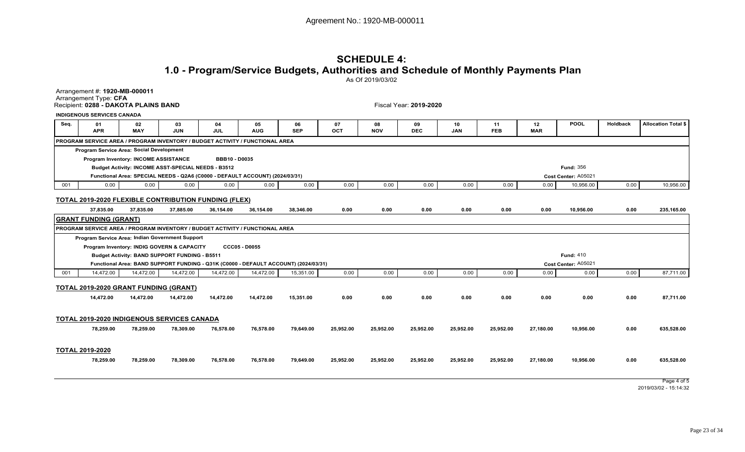Agreement No.: 1920-MB-000011

# SCHEDULE 4:

## 1.0 - Program/Service Budgets, Authorities and Schedule of Monthly Payments Plan

As Of 2019/03/02

Arrangement #: **1920-MB-000011**
Arrangement Type: **CFA**
Recipient: **0288 - DAKOTA PLAINS BAND**

Fiscal Year: **2019-2020**

**INDIGENOUS SERVICES CANADA**

| Seq. | 01 APR | 02 MAY | 03 JUN | 04 JUL | 05 AUG | 06 SEP | 07 OCT | 08 NOV | 09 DEC | 10 JAN | 11 FEB | 12 MAR | POOL | Holdback | Allocation Total $ |
|---|---|---|---|---|---|---|---|---|---|---|---|---|---|---|---|
| **PROGRAM SERVICE AREA / PROGRAM INVENTORY / BUDGET ACTIVITY / FUNCTIONAL AREA** | | | | | | | | | | | | | | | |
| **Program Service Area: Social Development** | | | | | | | | | | | | | | | |
| **Program Inventory: INCOME ASSISTANCE** BBB10 - D0035 | | | | | | | | | | | | | | | |
| **Budget Activity: INCOME ASST-SPECIAL NEEDS - B3512** | | | | | | | | | | | | | **Fund:** 356 | | |
| **Functional Area: SPECIAL NEEDS - Q2A6 (C0000 - DEFAULT ACCOUNT) (2024/03/31)** | | | | | | | | | | | | | **Cost Center:** A05021 | | |
| 001 | 0.00 | 0.00 | 0.00 | 0.00 | 0.00 | 0.00 | 0.00 | 0.00 | 0.00 | 0.00 | 0.00 | 0.00 | 10,956.00 | 0.00 | 10,956.00 |
| **TOTAL 2019-2020 FLEXIBLE CONTRIBUTION FUNDING (FLEX)** | | | | | | | | | | | | | | | |
| | **37,835.00** | **37,835.00** | **37,885.00** | **36,154.00** | **36,154.00** | **38,346.00** | **0.00** | **0.00** | **0.00** | **0.00** | **0.00** | **0.00** | **10,956.00** | **0.00** | **235,165.00** |
| **GRANT FUNDING (GRANT)** | | | | | | | | | | | | | | | |
| **PROGRAM SERVICE AREA / PROGRAM INVENTORY / BUDGET ACTIVITY / FUNCTIONAL AREA** | | | | | | | | | | | | | | | |
| **Program Service Area: Indian Government Support** | | | | | | | | | | | | | | | |
| **Program Inventory: INDIG GOVERN & CAPACITY** CCC05 - D0055 | | | | | | | | | | | | | | | |
| **Budget Activity: BAND SUPPORT FUNDING - B5511** | | | | | | | | | | | | | **Fund:** 410 | | |
| **Functional Area: BAND SUPPORT FUNDING - Q31K (C0000 - DEFAULT ACCOUNT) (2024/03/31)** | | | | | | | | | | | | | **Cost Center:** A05021 | | |
| 001 | 14,472.00 | 14,472.00 | 14,472.00 | 14,472.00 | 14,472.00 | 15,351.00 | 0.00 | 0.00 | 0.00 | 0.00 | 0.00 | 0.00 | 0.00 | 0.00 | 87,711.00 |
| **TOTAL 2019-2020 GRANT FUNDING (GRANT)** | | | | | | | | | | | | | | | |
| | **14,472.00** | **14,472.00** | **14,472.00** | **14,472.00** | **14,472.00** | **15,351.00** | **0.00** | **0.00** | **0.00** | **0.00** | **0.00** | **0.00** | **0.00** | **0.00** | **87,711.00** |
| **TOTAL 2019-2020 INDIGENOUS SERVICES CANADA** | | | | | | | | | | | | | | | |
| | **78,259.00** | **78,259.00** | **78,309.00** | **76,578.00** | **76,578.00** | **79,649.00** | **25,952.00** | **25,952.00** | **25,952.00** | **25,952.00** | **25,952.00** | **27,180.00** | **10,956.00** | **0.00** | **635,528.00** |
| **TOTAL 2019-2020** | | | | | | | | | | | | | | | |
| | **78,259.00** | **78,259.00** | **78,309.00** | **76,578.00** | **76,578.00** | **79,649.00** | **25,952.00** | **25,952.00** | **25,952.00** | **25,952.00** | **25,952.00** | **27,180.00** | **10,956.00** | **0.00** | **635,528.00** |

2019/03/02 - 15:14:32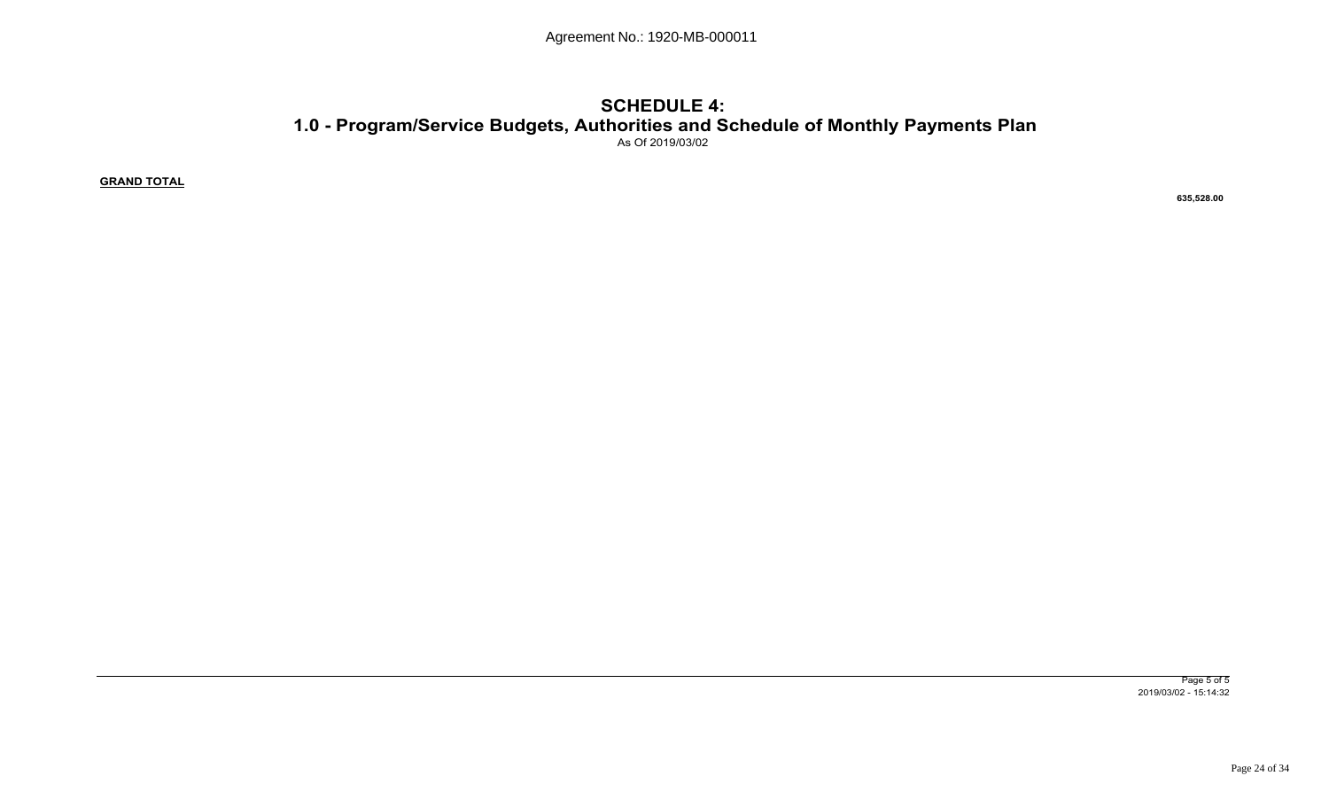Agreement No.: 1920-MB-000011

# SCHEDULE 4:
## 1.0 - Program/Service Budgets, Authorities and Schedule of Monthly Payments Plan

As Of 2019/03/02

| **GRAND TOTAL** | **635,528.00** |
|---|---|

2019/03/02 - 15:14:32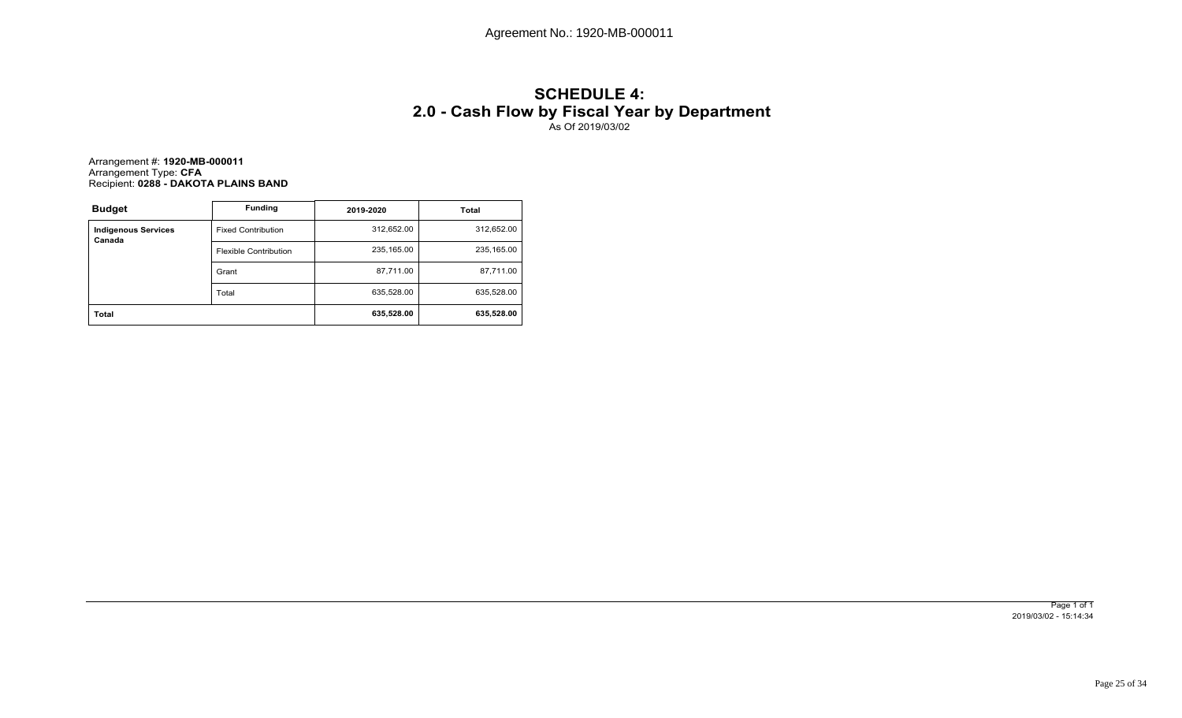Agreement No.: 1920-MB-000011

# SCHEDULE 4:
## 2.0 - Cash Flow by Fiscal Year by Department

As Of 2019/03/02

Arrangement #: **1920-MB-000011**
Arrangement Type: **CFA**
Recipient: **0288 - DAKOTA PLAINS BAND**

| Budget | Funding | 2019-2020 | Total |
|---|---|---|---|
| **Indigenous Services Canada** | Fixed Contribution | 312,652.00 | 312,652.00 |
| | Flexible Contribution | 235,165.00 | 235,165.00 |
| | Grant | 87,711.00 | 87,711.00 |
| | Total | 635,528.00 | 635,528.00 |
| **Total** | | **635,528.00** | **635,528.00** |

2019/03/02 - 15:14:34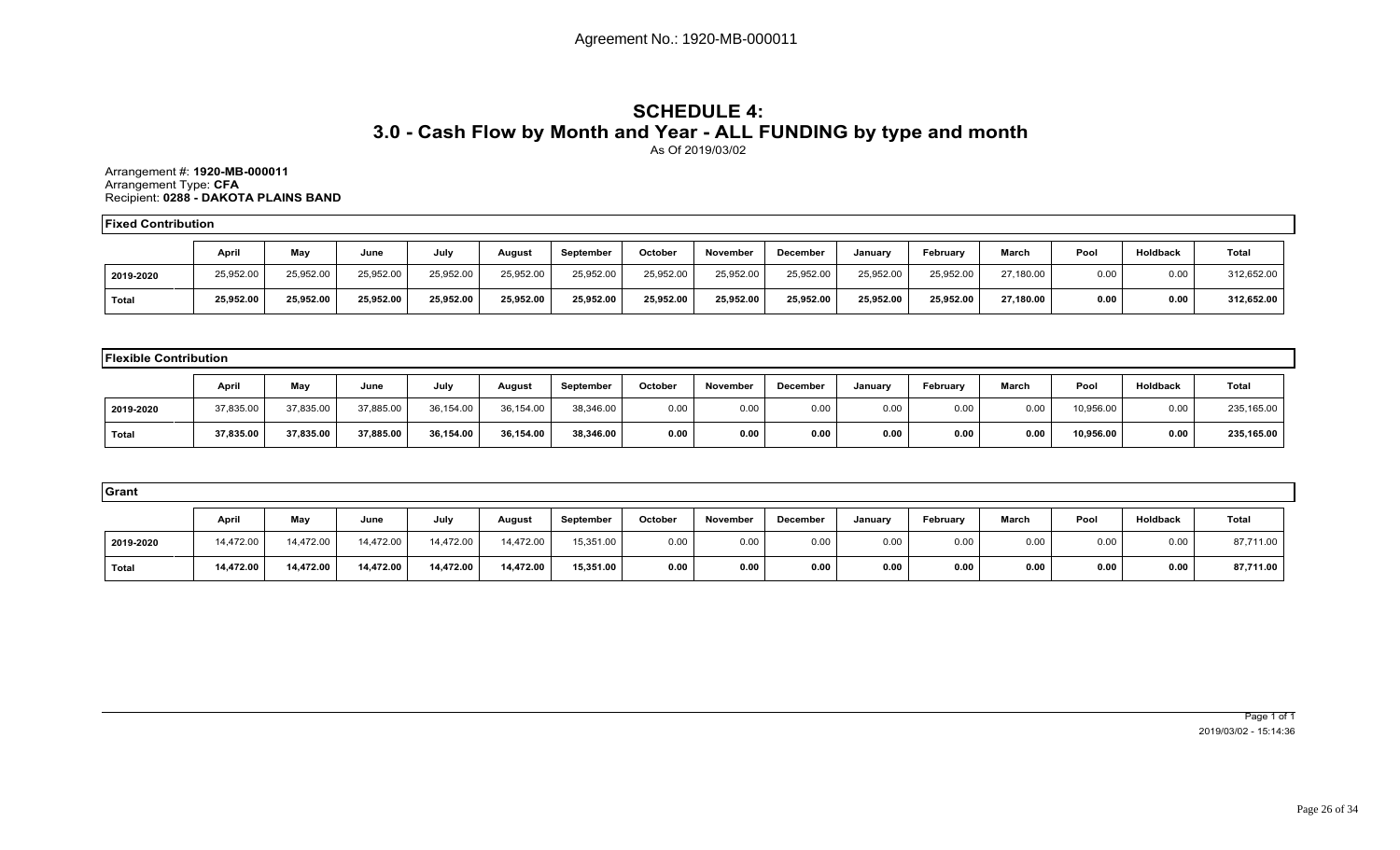Agreement No.: 1920-MB-000011

# SCHEDULE 4:
## 3.0 - Cash Flow by Month and Year - ALL FUNDING by type and month

As Of 2019/03/02

Arrangement #: **1920-MB-000011**
Arrangement Type: **CFA**
Recipient: **0288 - DAKOTA PLAINS BAND**

**Fixed Contribution**

| | April | May | June | July | August | September | October | November | December | January | February | March | Pool | Holdback | Total |
|---|---|---|---|---|---|---|---|---|---|---|---|---|---|---|---|
| 2019-2020 | 25,952.00 | 25,952.00 | 25,952.00 | 25,952.00 | 25,952.00 | 25,952.00 | 25,952.00 | 25,952.00 | 25,952.00 | 25,952.00 | 25,952.00 | 27,180.00 | 0.00 | 0.00 | 312,652.00 |
| **Total** | **25,952.00** | **25,952.00** | **25,952.00** | **25,952.00** | **25,952.00** | **25,952.00** | **25,952.00** | **25,952.00** | **25,952.00** | **25,952.00** | **25,952.00** | **27,180.00** | **0.00** | **0.00** | **312,652.00** |

**Flexible Contribution**

| | April | May | June | July | August | September | October | November | December | January | February | March | Pool | Holdback | Total |
|---|---|---|---|---|---|---|---|---|---|---|---|---|---|---|---|
| 2019-2020 | 37,835.00 | 37,835.00 | 37,885.00 | 36,154.00 | 36,154.00 | 38,346.00 | 0.00 | 0.00 | 0.00 | 0.00 | 0.00 | 0.00 | 10,956.00 | 0.00 | 235,165.00 |
| **Total** | **37,835.00** | **37,835.00** | **37,885.00** | **36,154.00** | **36,154.00** | **38,346.00** | **0.00** | **0.00** | **0.00** | **0.00** | **0.00** | **0.00** | **10,956.00** | **0.00** | **235,165.00** |

**Grant**

| | April | May | June | July | August | September | October | November | December | January | February | March | Pool | Holdback | Total |
|---|---|---|---|---|---|---|---|---|---|---|---|---|---|---|---|
| 2019-2020 | 14,472.00 | 14,472.00 | 14,472.00 | 14,472.00 | 14,472.00 | 15,351.00 | 0.00 | 0.00 | 0.00 | 0.00 | 0.00 | 0.00 | 0.00 | 0.00 | 87,711.00 |
| **Total** | **14,472.00** | **14,472.00** | **14,472.00** | **14,472.00** | **14,472.00** | **15,351.00** | **0.00** | **0.00** | **0.00** | **0.00** | **0.00** | **0.00** | **0.00** | **0.00** | **87,711.00** |

2019/03/02 - 15:14:36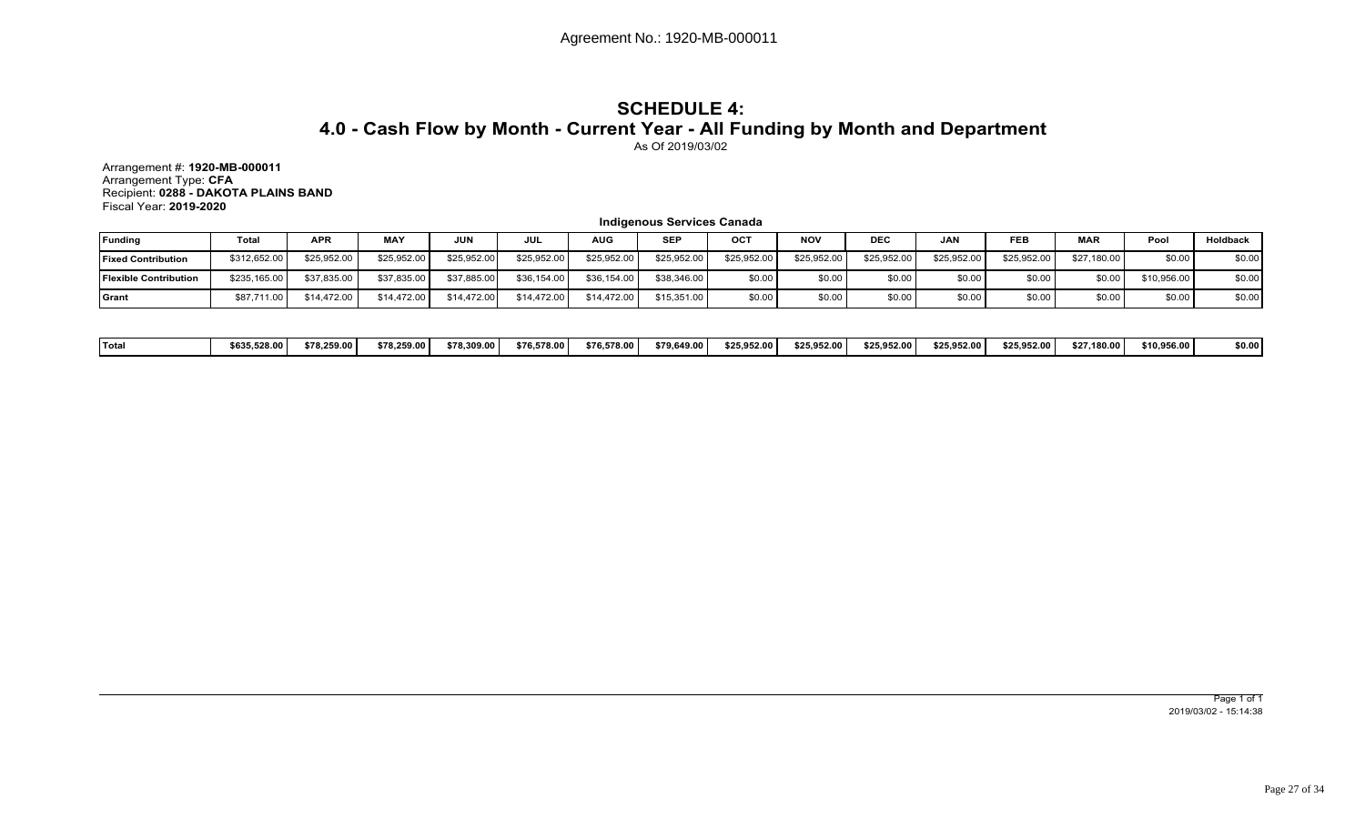Agreement No.: 1920-MB-000011

# SCHEDULE 4:
## 4.0 - Cash Flow by Month - Current Year - All Funding by Month and Department

As Of 2019/03/02

Arrangement #: **1920-MB-000011**
Arrangement Type: **CFA**
Recipient: **0288 - DAKOTA PLAINS BAND**
Fiscal Year: **2019-2020**

**Indigenous Services Canada**

| Funding | Total | APR | MAY | JUN | JUL | AUG | SEP | OCT | NOV | DEC | JAN | FEB | MAR | Pool | Holdback |
|---|---|---|---|---|---|---|---|---|---|---|---|---|---|---|---|
| Fixed Contribution | $312,652.00 | $25,952.00 | $25,952.00 | $25,952.00 | $25,952.00 | $25,952.00 | $25,952.00 | $25,952.00 | $25,952.00 | $25,952.00 | $25,952.00 | $25,952.00 | $27,180.00 | $0.00 | $0.00 |
| Flexible Contribution | $235,165.00 | $37,835.00 | $37,835.00 | $37,885.00 | $36,154.00 | $36,154.00 | $38,346.00 | $0.00 | $0.00 | $0.00 | $0.00 | $0.00 | $0.00 | $10,956.00 | $0.00 |
| Grant | $87,711.00 | $14,472.00 | $14,472.00 | $14,472.00 | $14,472.00 | $14,472.00 | $15,351.00 | $0.00 | $0.00 | $0.00 | $0.00 | $0.00 | $0.00 | $0.00 | $0.00 |
| **Total** | **$635,528.00** | **$78,259.00** | **$78,259.00** | **$78,309.00** | **$76,578.00** | **$76,578.00** | **$79,649.00** | **$25,952.00** | **$25,952.00** | **$25,952.00** | **$25,952.00** | **$25,952.00** | **$27,180.00** | **$10,956.00** | **$0.00** |

2019/03/02 - 15:14:38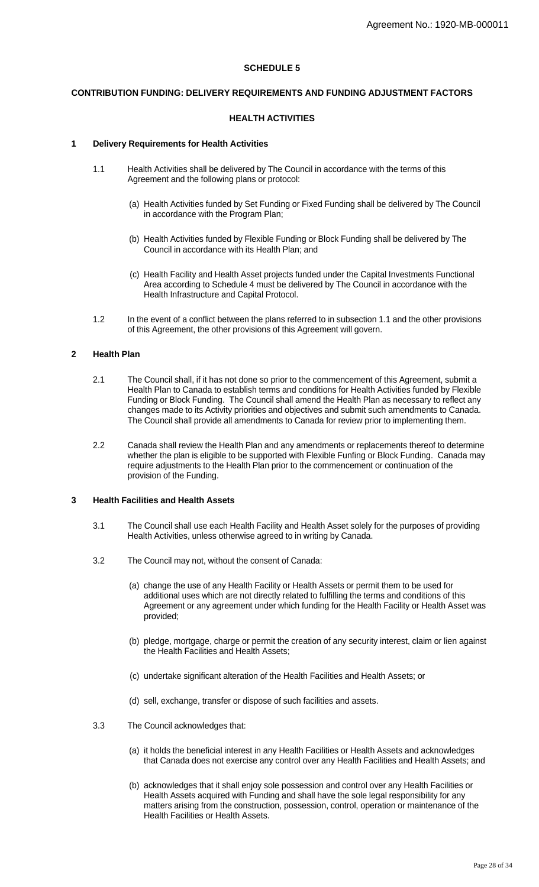**SCHEDULE 5**

**CONTRIBUTION FUNDING: DELIVERY REQUIREMENTS AND FUNDING ADJUSTMENT FACTORS**

**HEALTH ACTIVITIES**

**1 Delivery Requirements for Health Activities**

1.1 Health Activities shall be delivered by The Council in accordance with the terms of this Agreement and the following plans or protocol:

(a) Health Activities funded by Set Funding or Fixed Funding shall be delivered by The Council in accordance with the Program Plan;

(b) Health Activities funded by Flexible Funding or Block Funding shall be delivered by The Council in accordance with its Health Plan; and

(c) Health Facility and Health Asset projects funded under the Capital Investments Functional Area according to Schedule 4 must be delivered by The Council in accordance with the Health Infrastructure and Capital Protocol.

1.2 In the event of a conflict between the plans referred to in subsection 1.1 and the other provisions of this Agreement, the other provisions of this Agreement will govern.

**2 Health Plan**

2.1 The Council shall, if it has not done so prior to the commencement of this Agreement, submit a Health Plan to Canada to establish terms and conditions for Health Activities funded by Flexible Funding or Block Funding. The Council shall amend the Health Plan as necessary to reflect any changes made to its Activity priorities and objectives and submit such amendments to Canada. The Council shall provide all amendments to Canada for review prior to implementing them.

2.2 Canada shall review the Health Plan and any amendments or replacements thereof to determine whether the plan is eligible to be supported with Flexible Funfing or Block Funding. Canada may require adjustments to the Health Plan prior to the commencement or continuation of the provision of the Funding.

**3 Health Facilities and Health Assets**

3.1 The Council shall use each Health Facility and Health Asset solely for the purposes of providing Health Activities, unless otherwise agreed to in writing by Canada.

3.2 The Council may not, without the consent of Canada:

(a) change the use of any Health Facility or Health Assets or permit them to be used for additional uses which are not directly related to fulfilling the terms and conditions of this Agreement or any agreement under which funding for the Health Facility or Health Asset was provided;

(b) pledge, mortgage, charge or permit the creation of any security interest, claim or lien against the Health Facilities and Health Assets;

(c) undertake significant alteration of the Health Facilities and Health Assets; or

(d) sell, exchange, transfer or dispose of such facilities and assets.

3.3 The Council acknowledges that:

(a) it holds the beneficial interest in any Health Facilities or Health Assets and acknowledges that Canada does not exercise any control over any Health Facilities and Health Assets; and

(b) acknowledges that it shall enjoy sole possession and control over any Health Facilities or Health Assets acquired with Funding and shall have the sole legal responsibility for any matters arising from the construction, possession, control, operation or maintenance of the Health Facilities or Health Assets.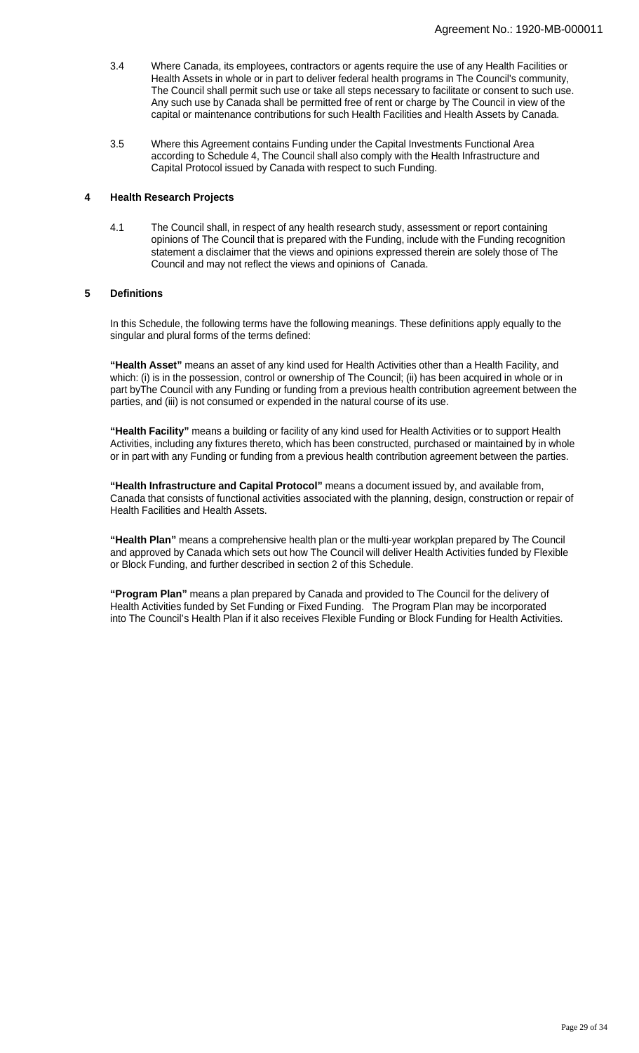3.4 Where Canada, its employees, contractors or agents require the use of any Health Facilities or Health Assets in whole or in part to deliver federal health programs in The Council's community, The Council shall permit such use or take all steps necessary to facilitate or consent to such use. Any such use by Canada shall be permitted free of rent or charge by The Council in view of the capital or maintenance contributions for such Health Facilities and Health Assets by Canada.

3.5 Where this Agreement contains Funding under the Capital Investments Functional Area according to Schedule 4, The Council shall also comply with the Health Infrastructure and Capital Protocol issued by Canada with respect to such Funding.

## 4 Health Research Projects

4.1 The Council shall, in respect of any health research study, assessment or report containing opinions of The Council that is prepared with the Funding, include with the Funding recognition statement a disclaimer that the views and opinions expressed therein are solely those of The Council and may not reflect the views and opinions of Canada.

## 5 Definitions

In this Schedule, the following terms have the following meanings. These definitions apply equally to the singular and plural forms of the terms defined:

**"Health Asset"** means an asset of any kind used for Health Activities other than a Health Facility, and which: (i) is in the possession, control or ownership of The Council; (ii) has been acquired in whole or in part byThe Council with any Funding or funding from a previous health contribution agreement between the parties, and (iii) is not consumed or expended in the natural course of its use.

**"Health Facility"** means a building or facility of any kind used for Health Activities or to support Health Activities, including any fixtures thereto, which has been constructed, purchased or maintained by in whole or in part with any Funding or funding from a previous health contribution agreement between the parties.

**"Health Infrastructure and Capital Protocol"** means a document issued by, and available from, Canada that consists of functional activities associated with the planning, design, construction or repair of Health Facilities and Health Assets.

**"Health Plan"** means a comprehensive health plan or the multi-year workplan prepared by The Council and approved by Canada which sets out how The Council will deliver Health Activities funded by Flexible or Block Funding, and further described in section 2 of this Schedule.

**"Program Plan"** means a plan prepared by Canada and provided to The Council for the delivery of Health Activities funded by Set Funding or Fixed Funding. The Program Plan may be incorporated into The Council's Health Plan if it also receives Flexible Funding or Block Funding for Health Activities.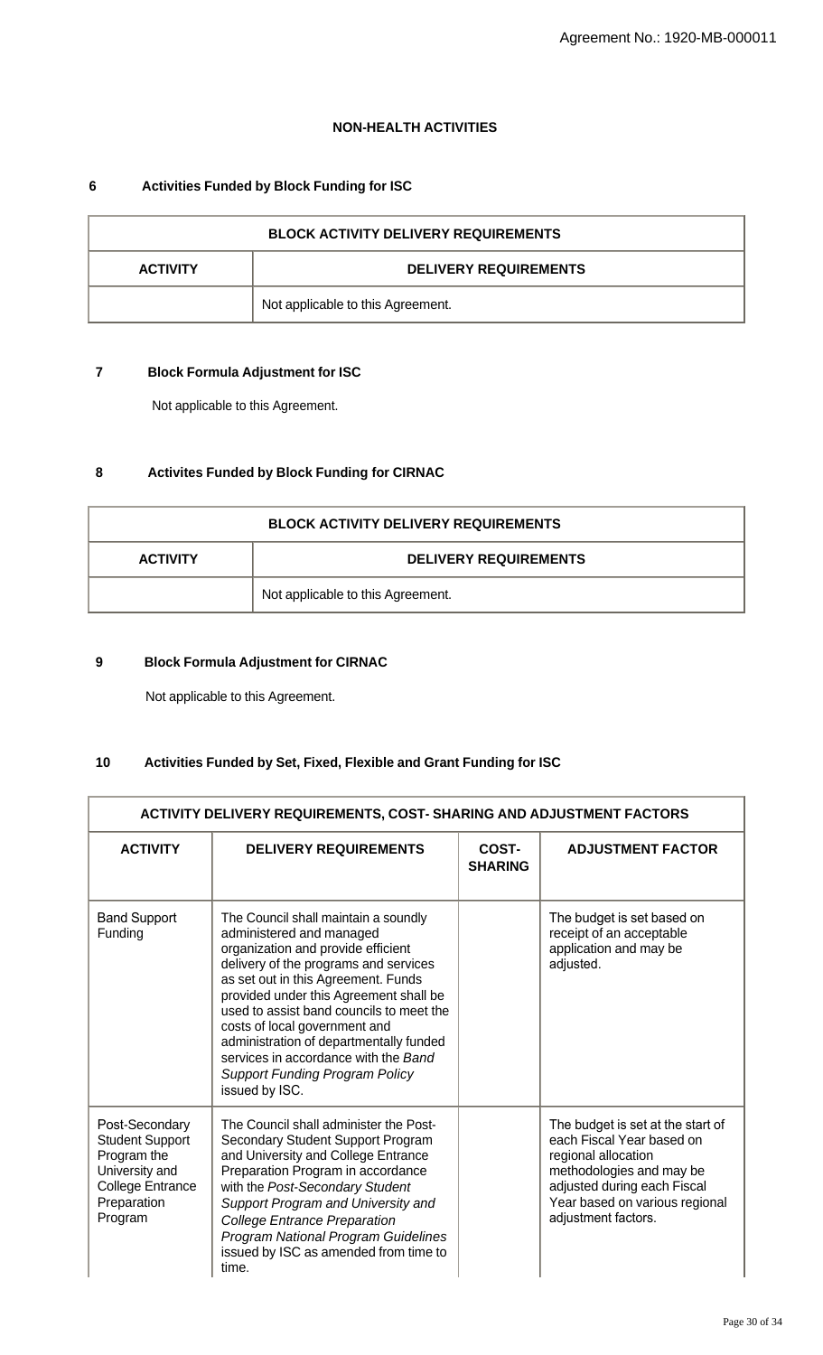**NON-HEALTH ACTIVITIES**

**6 Activities Funded by Block Funding for ISC**

| BLOCK ACTIVITY DELIVERY REQUIREMENTS | |
|---|---|
| **ACTIVITY** | **DELIVERY REQUIREMENTS** |
| | Not applicable to this Agreement. |

**7 Block Formula Adjustment for ISC**

Not applicable to this Agreement.

**8 Activites Funded by Block Funding for CIRNAC**

| BLOCK ACTIVITY DELIVERY REQUIREMENTS | |
|---|---|
| **ACTIVITY** | **DELIVERY REQUIREMENTS** |
| | Not applicable to this Agreement. |

**9 Block Formula Adjustment for CIRNAC**

Not applicable to this Agreement.

**10 Activities Funded by Set, Fixed, Flexible and Grant Funding for ISC**

| ACTIVITY DELIVERY REQUIREMENTS, COST- SHARING AND ADJUSTMENT FACTORS | | | |
|---|---|---|---|
| **ACTIVITY** | **DELIVERY REQUIREMENTS** | **COST-SHARING** | **ADJUSTMENT FACTOR** |
| Band Support Funding | The Council shall maintain a soundly administered and managed organization and provide efficient delivery of the programs and services as set out in this Agreement. Funds provided under this Agreement shall be used to assist band councils to meet the costs of local government and administration of departmentally funded services in accordance with the *Band Support Funding Program Policy* issued by ISC. | | The budget is set based on receipt of an acceptable application and may be adjusted. |
| Post-Secondary Student Support Program the University and College Entrance Preparation Program | The Council shall administer the Post-Secondary Student Support Program and University and College Entrance Preparation Program in accordance with the *Post-Secondary Student Support Program and University and College Entrance Preparation Program National Program Guidelines* issued by ISC as amended from time to time. | | The budget is set at the start of each Fiscal Year based on regional allocation methodologies and may be adjusted during each Fiscal Year based on various regional adjustment factors. |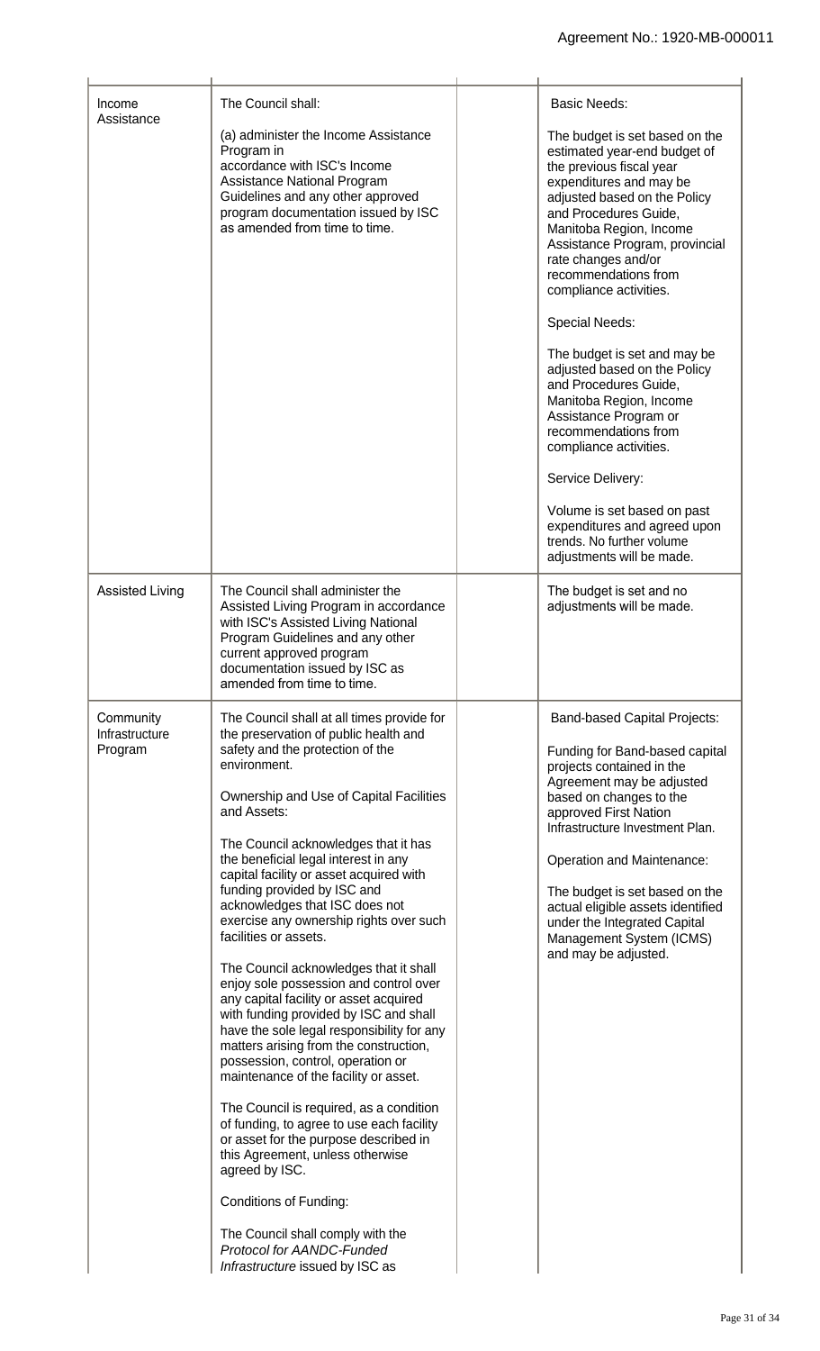| | | | |
|---|---|---|---|
| Income Assistance | The Council shall:<br><br>(a) administer the Income Assistance Program in accordance with ISC's Income Assistance National Program Guidelines and any other approved program documentation issued by ISC as amended from time to time. | | Basic Needs:<br><br>The budget is set based on the estimated year-end budget of the previous fiscal year expenditures and may be adjusted based on the Policy and Procedures Guide, Manitoba Region, Income Assistance Program, provincial rate changes and/or recommendations from compliance activities.<br><br>Special Needs:<br><br>The budget is set and may be adjusted based on the Policy and Procedures Guide, Manitoba Region, Income Assistance Program or recommendations from compliance activities.<br><br>Service Delivery:<br><br>Volume is set based on past expenditures and agreed upon trends. No further volume adjustments will be made. |
| Assisted Living | The Council shall administer the Assisted Living Program in accordance with ISC's Assisted Living National Program Guidelines and any other current approved program documentation issued by ISC as amended from time to time. | | The budget is set and no adjustments will be made. |
| Community Infrastructure Program | The Council shall at all times provide for the preservation of public health and safety and the protection of the environment.<br><br>Ownership and Use of Capital Facilities and Assets:<br><br>The Council acknowledges that it has the beneficial legal interest in any capital facility or asset acquired with funding provided by ISC and acknowledges that ISC does not exercise any ownership rights over such facilities or assets.<br><br>The Council acknowledges that it shall enjoy sole possession and control over any capital facility or asset acquired with funding provided by ISC and shall have the sole legal responsibility for any matters arising from the construction, possession, control, operation or maintenance of the facility or asset.<br><br>The Council is required, as a condition of funding, to agree to use each facility or asset for the purpose described in this Agreement, unless otherwise agreed by ISC.<br><br>Conditions of Funding:<br><br>The Council shall comply with the *Protocol for AANDC-Funded Infrastructure* issued by ISC as | | Band-based Capital Projects:<br><br>Funding for Band-based capital projects contained in the Agreement may be adjusted based on changes to the approved First Nation Infrastructure Investment Plan.<br><br>Operation and Maintenance:<br><br>The budget is set based on the actual eligible assets identified under the Integrated Capital Management System (ICMS) and may be adjusted. |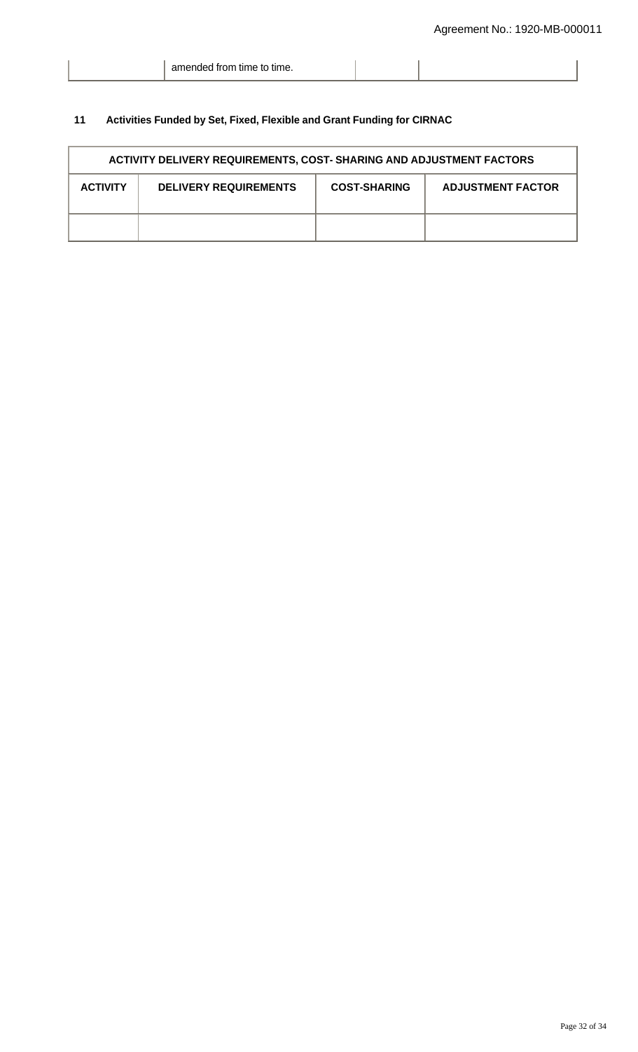|  | amended from time to time. |  |  |
|---|---|---|---|

## 11 Activities Funded by Set, Fixed, Flexible and Grant Funding for CIRNAC

| ACTIVITY DELIVERY REQUIREMENTS, COST- SHARING AND ADJUSTMENT FACTORS | | | |
|---|---|---|---|
| **ACTIVITY** | **DELIVERY REQUIREMENTS** | **COST-SHARING** | **ADJUSTMENT FACTOR** |
|  |  |  |  |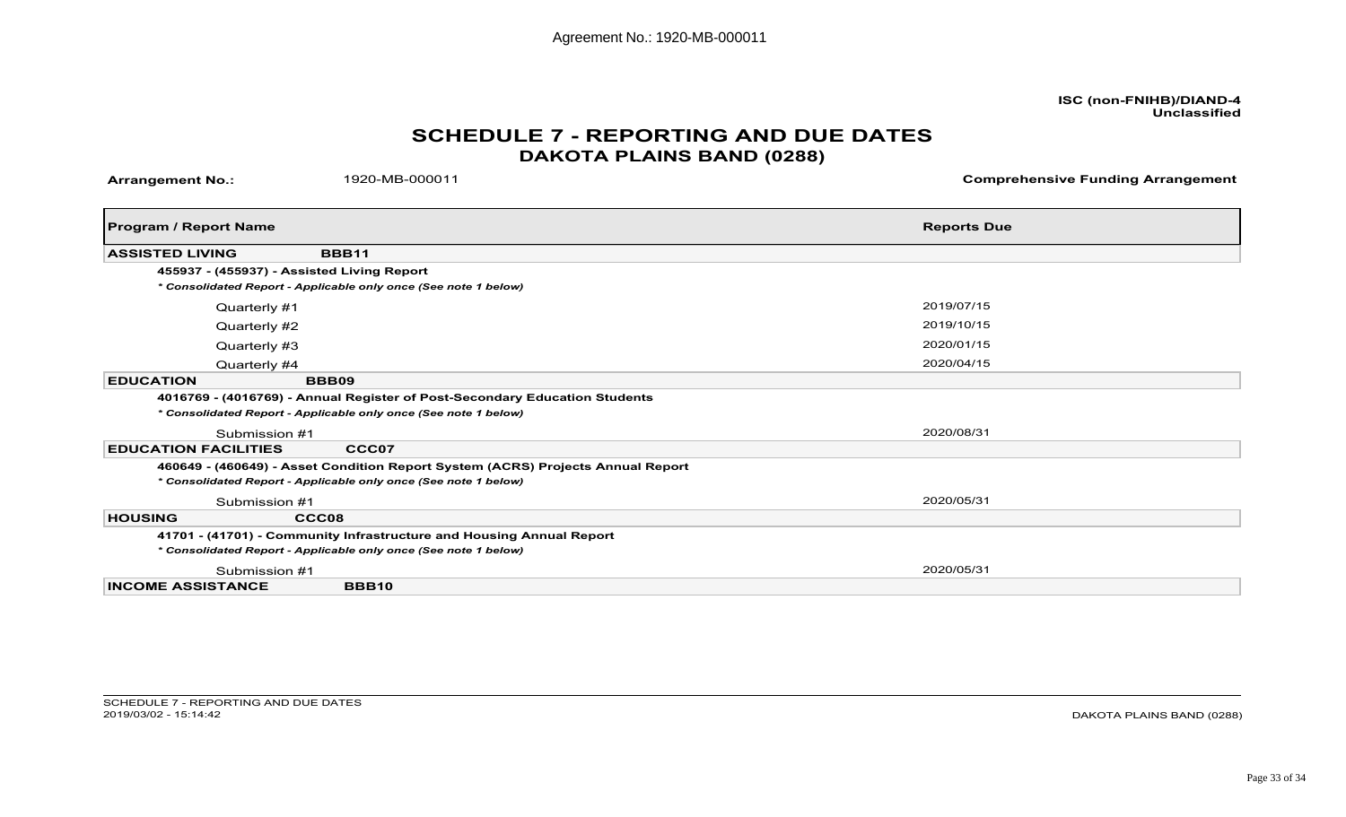ISC (non-FNIHB)/DIAND-4
Unclassified

# SCHEDULE 7 - REPORTING AND DUE DATES

## DAKOTA PLAINS BAND (0288)

**Arrangement No.:** 1920-MB-000011 **Comprehensive Funding Arrangement**

| Program / Report Name | Reports Due |
|---|---|
| **ASSISTED LIVING BBB11** | |
| **455937 - (455937) - Assisted Living Report** | |
| ***\* Consolidated Report - Applicable only once (See note 1 below)*** | |
| Quarterly #1 | 2019/07/15 |
| Quarterly #2 | 2019/10/15 |
| Quarterly #3 | 2020/01/15 |
| Quarterly #4 | 2020/04/15 |
| **EDUCATION BBB09** | |
| **4016769 - (4016769) - Annual Register of Post-Secondary Education Students** | |
| ***\* Consolidated Report - Applicable only once (See note 1 below)*** | |
| Submission #1 | 2020/08/31 |
| **EDUCATION FACILITIES CCC07** | |
| **460649 - (460649) - Asset Condition Report System (ACRS) Projects Annual Report** | |
| ***\* Consolidated Report - Applicable only once (See note 1 below)*** | |
| Submission #1 | 2020/05/31 |
| **HOUSING CCC08** | |
| **41701 - (41701) - Community Infrastructure and Housing Annual Report** | |
| ***\* Consolidated Report - Applicable only once (See note 1 below)*** | |
| Submission #1 | 2020/05/31 |
| **INCOME ASSISTANCE BBB10** | |

SCHEDULE 7 - REPORTING AND DUE DATES
2019/03/02 - 15:14:42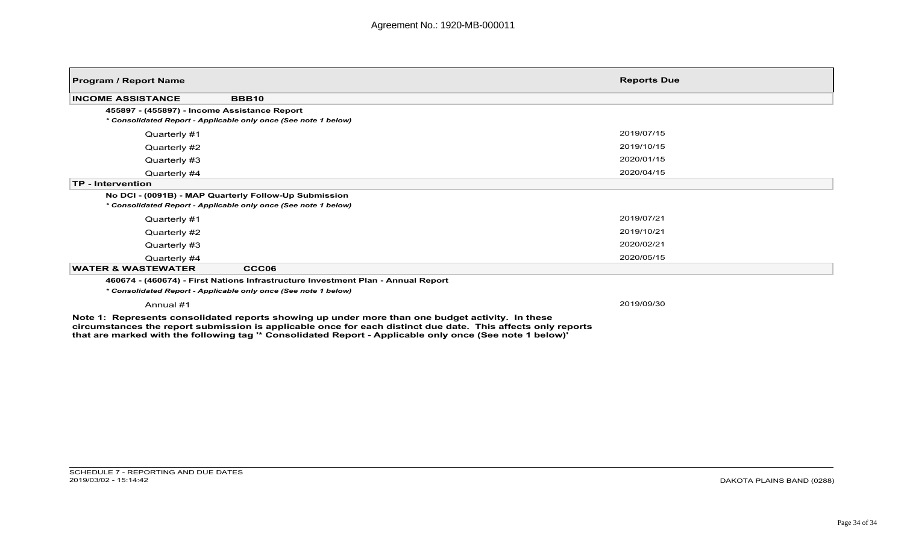Agreement No.: 1920-MB-000011

| Program / Report Name | Reports Due |
|---|---|
| **INCOME ASSISTANCE BBB10** | |
| **455897 - (455897) - Income Assistance Report** | |
| ***\* Consolidated Report - Applicable only once (See note 1 below)*** | |
| Quarterly #1 | 2019/07/15 |
| Quarterly #2 | 2019/10/15 |
| Quarterly #3 | 2020/01/15 |
| Quarterly #4 | 2020/04/15 |
| **TP - Intervention** | |
| **No DCI - (0091B) - MAP Quarterly Follow-Up Submission** | |
| ***\* Consolidated Report - Applicable only once (See note 1 below)*** | |
| Quarterly #1 | 2019/07/21 |
| Quarterly #2 | 2019/10/21 |
| Quarterly #3 | 2020/02/21 |
| Quarterly #4 | 2020/05/15 |
| **WATER & WASTEWATER CCC06** | |
| **460674 - (460674) - First Nations Infrastructure Investment Plan - Annual Report** | |
| ***\* Consolidated Report - Applicable only once (See note 1 below)*** | |
| Annual #1 | 2019/09/30 |

**Note 1: Represents consolidated reports showing up under more than one budget activity. In these circumstances the report submission is applicable once for each distinct due date. This affects only reports that are marked with the following tag '* Consolidated Report - Applicable only once (See note 1 below)'**

SCHEDULE 7 - REPORTING AND DUE DATES
2019/03/02 - 15:14:42

DAKOTA PLAINS BAND (0288)